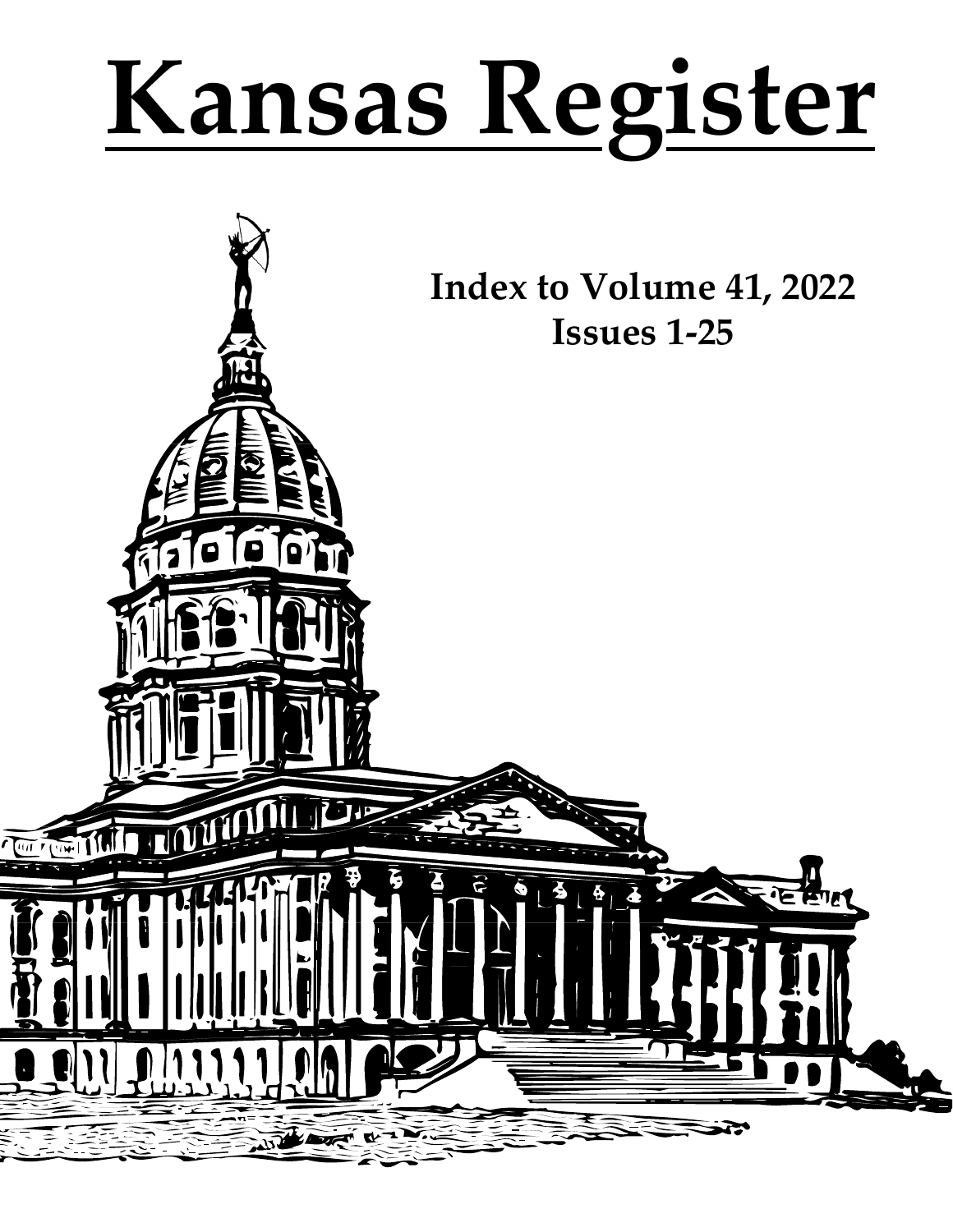# Kansas Register

**Index to Volume 41, 2022**
**Issues 1-25**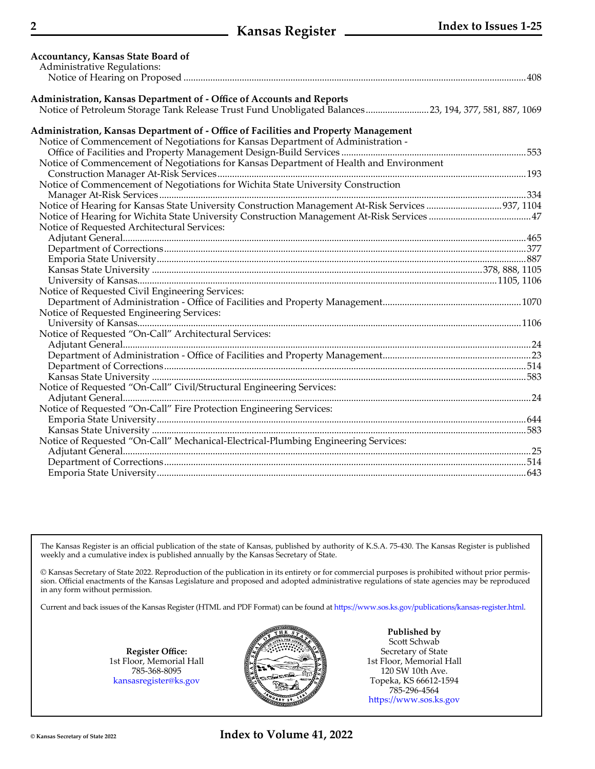**Accountancy, Kansas State Board of**

Administrative Regulations:

- Notice of Hearing on Proposed .......... 408

**Administration, Kansas Department of - Office of Accounts and Reports**

Notice of Petroleum Storage Tank Release Trust Fund Unobligated Balances .......... 23, 194, 377, 581, 887, 1069

**Administration, Kansas Department of - Office of Facilities and Property Management**

Notice of Commencement of Negotiations for Kansas Department of Administration - Office of Facilities and Property Management Design-Build Services .......... 553

Notice of Commencement of Negotiations for Kansas Department of Health and Environment Construction Manager At-Risk Services .......... 193

Notice of Commencement of Negotiations for Wichita State University Construction Manager At-Risk Services .......... 334

Notice of Hearing for Kansas State University Construction Management At-Risk Services .......... 937, 1104

Notice of Hearing for Wichita State University Construction Management At-Risk Services .......... 47

Notice of Requested Architectural Services:

- Adjutant General .......... 465
- Department of Corrections .......... 377
- Emporia State University .......... 887
- Kansas State University .......... 378, 888, 1105
- University of Kansas .......... 1105, 1106

Notice of Requested Civil Engineering Services:

- Department of Administration - Office of Facilities and Property Management .......... 1070

Notice of Requested Engineering Services:

- University of Kansas .......... 1106

Notice of Requested "On-Call" Architectural Services:

- Adjutant General .......... 24
- Department of Administration - Office of Facilities and Property Management .......... 23
- Department of Corrections .......... 514
- Kansas State University .......... 583

Notice of Requested "On-Call" Civil/Structural Engineering Services:

- Adjutant General .......... 24

Notice of Requested "On-Call" Fire Protection Engineering Services:

- Emporia State University .......... 644
- Kansas State University .......... 583

Notice of Requested "On-Call" Mechanical-Electrical-Plumbing Engineering Services:

- Adjutant General .......... 25
- Department of Corrections .......... 514
- Emporia State University .......... 643

---

The Kansas Register is an official publication of the state of Kansas, published by authority of K.S.A. 75-430. The Kansas Register is published weekly and a cumulative index is published annually by the Kansas Secretary of State.

© Kansas Secretary of State 2022. Reproduction of the publication in its entirety or for commercial purposes is prohibited without prior permission. Official enactments of the Kansas Legislature and proposed and adopted administrative regulations of state agencies may be reproduced in any form without permission.

Current and back issues of the Kansas Register (HTML and PDF Format) can be found at https://www.sos.ks.gov/publications/kansas-register.html.

**Register Office:**
1st Floor, Memorial Hall
785-368-8095
kansasregister@ks.gov

**Published by**
Scott Schwab
Secretary of State
1st Floor, Memorial Hall
120 SW 10th Ave.
Topeka, KS 66612-1594
785-296-4564
https://www.sos.ks.gov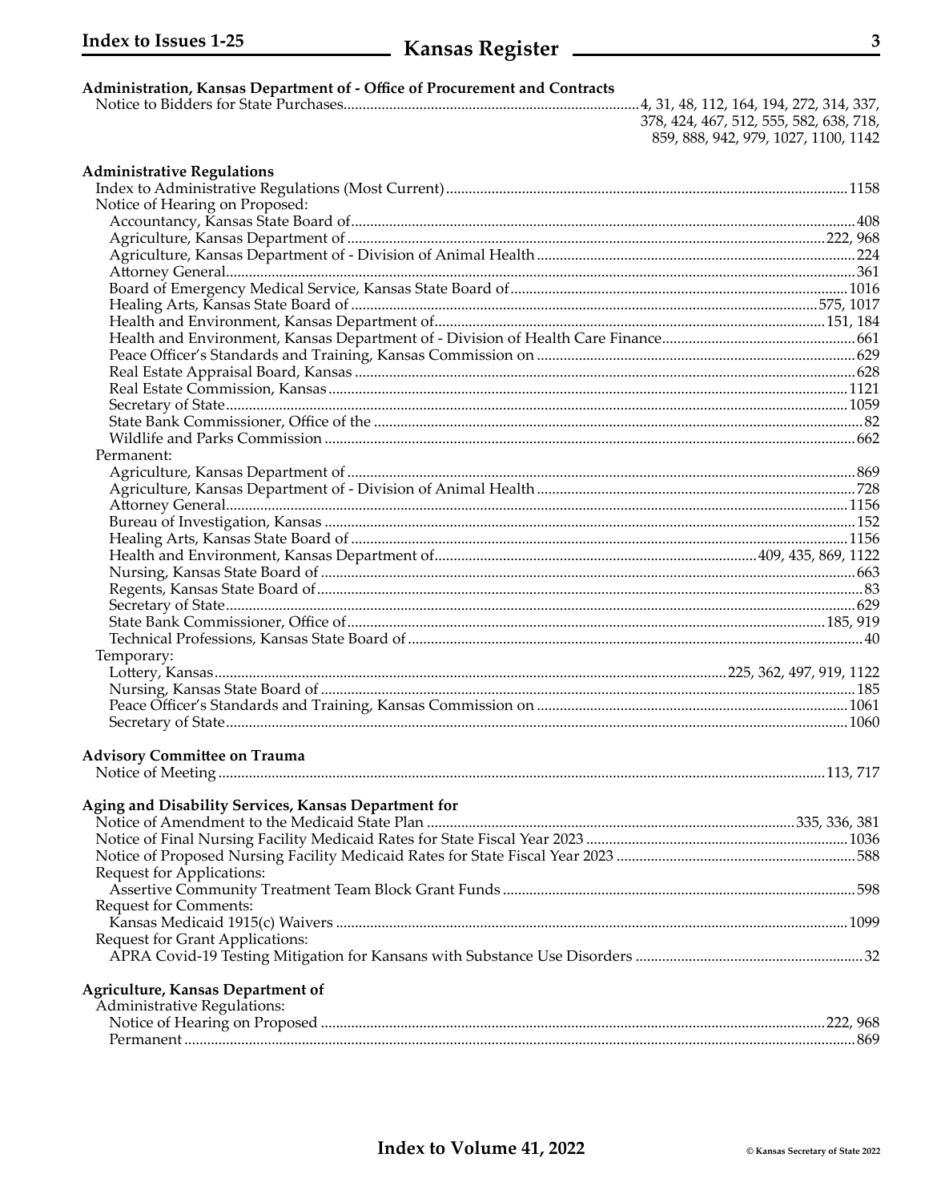**Administration, Kansas Department of - Office of Procurement and Contracts**

Notice to Bidders for State Purchases....4, 31, 48, 112, 164, 194, 272, 314, 337, 378, 424, 467, 512, 555, 582, 638, 718, 859, 888, 942, 979, 1027, 1100, 1142

**Administrative Regulations**

Index to Administrative Regulations (Most Current)....1158

Notice of Hearing on Proposed:

- Accountancy, Kansas State Board of....408
- Agriculture, Kansas Department of....222, 968
- Agriculture, Kansas Department of - Division of Animal Health....224
- Attorney General....361
- Board of Emergency Medical Service, Kansas State Board of....1016
- Healing Arts, Kansas State Board of....575, 1017
- Health and Environment, Kansas Department of....151, 184
- Health and Environment, Kansas Department of - Division of Health Care Finance....661
- Peace Officer's Standards and Training, Kansas Commission on....629
- Real Estate Appraisal Board, Kansas....628
- Real Estate Commission, Kansas....1121
- Secretary of State....1059
- State Bank Commissioner, Office of the....82
- Wildlife and Parks Commission....662

Permanent:

- Agriculture, Kansas Department of....869
- Agriculture, Kansas Department of - Division of Animal Health....728
- Attorney General....1156
- Bureau of Investigation, Kansas....152
- Healing Arts, Kansas State Board of....1156
- Health and Environment, Kansas Department of....409, 435, 869, 1122
- Nursing, Kansas State Board of....663
- Regents, Kansas State Board of....83
- Secretary of State....629
- State Bank Commissioner, Office of....185, 919
- Technical Professions, Kansas State Board of....40

Temporary:

- Lottery, Kansas....225, 362, 497, 919, 1122
- Nursing, Kansas State Board of....185
- Peace Officer's Standards and Training, Kansas Commission on....1061
- Secretary of State....1060

**Advisory Committee on Trauma**

Notice of Meeting....113, 717

**Aging and Disability Services, Kansas Department for**

Notice of Amendment to the Medicaid State Plan....335, 336, 381

Notice of Final Nursing Facility Medicaid Rates for State Fiscal Year 2023....1036

Notice of Proposed Nursing Facility Medicaid Rates for State Fiscal Year 2023....588

Request for Applications:

- Assertive Community Treatment Team Block Grant Funds....598

Request for Comments:

- Kansas Medicaid 1915(c) Waivers....1099

Request for Grant Applications:

- APRA Covid-19 Testing Mitigation for Kansans with Substance Use Disorders....32

**Agriculture, Kansas Department of**

Administrative Regulations:

- Notice of Hearing on Proposed....222, 968
- Permanent....869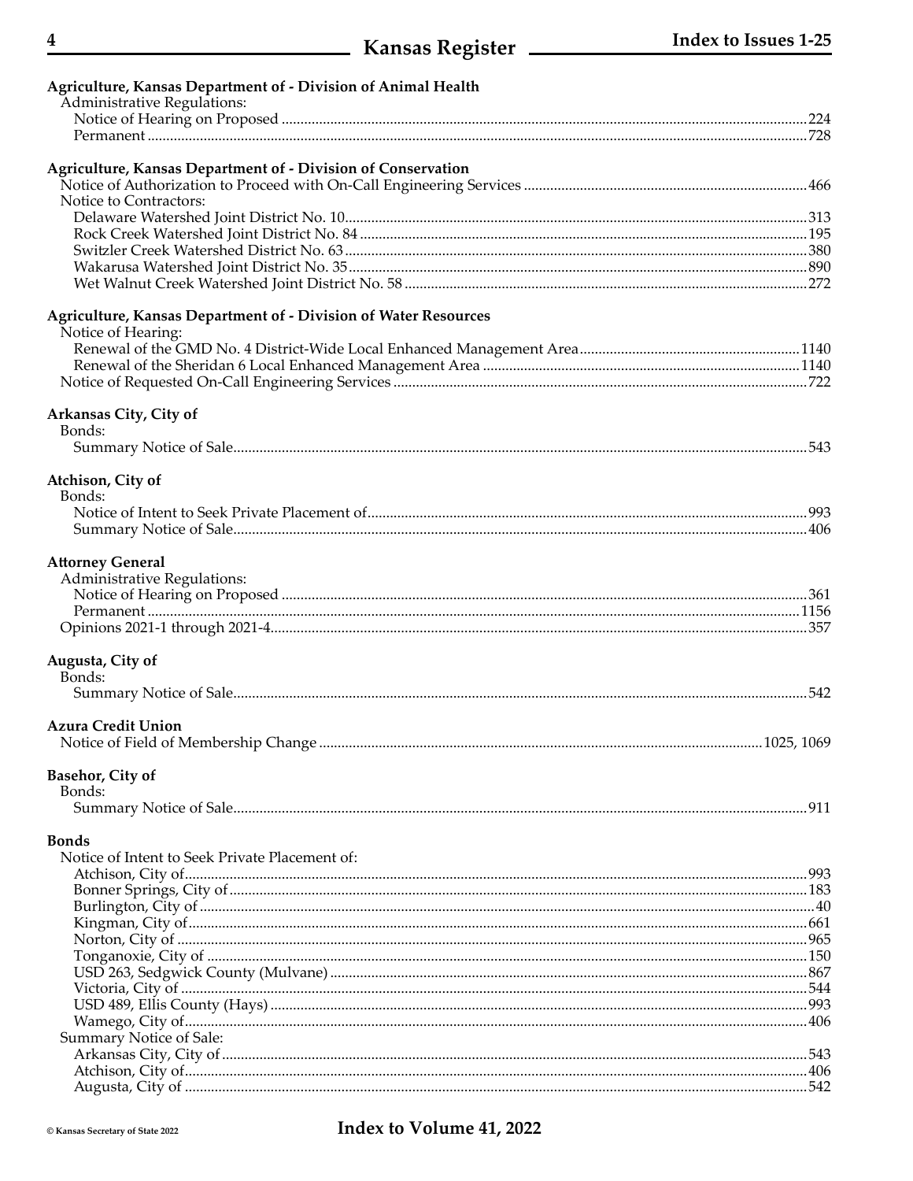**Agriculture, Kansas Department of - Division of Animal Health**

Administrative Regulations:

- Notice of Hearing on Proposed .......... 224
- Permanent .......... 728

**Agriculture, Kansas Department of - Division of Conservation**

Notice of Authorization to Proceed with On-Call Engineering Services .......... 466

Notice to Contractors:

- Delaware Watershed Joint District No. 10 .......... 313
- Rock Creek Watershed Joint District No. 84 .......... 195
- Switzler Creek Watershed District No. 63 .......... 380
- Wakarusa Watershed Joint District No. 35 .......... 890
- Wet Walnut Creek Watershed Joint District No. 58 .......... 272

**Agriculture, Kansas Department of - Division of Water Resources**

Notice of Hearing:

- Renewal of the GMD No. 4 District-Wide Local Enhanced Management Area .......... 1140
- Renewal of the Sheridan 6 Local Enhanced Management Area .......... 1140

Notice of Requested On-Call Engineering Services .......... 722

**Arkansas City, City of**

Bonds:

- Summary Notice of Sale .......... 543

**Atchison, City of**

Bonds:

- Notice of Intent to Seek Private Placement of .......... 993
- Summary Notice of Sale .......... 406

**Attorney General**

Administrative Regulations:

- Notice of Hearing on Proposed .......... 361
- Permanent .......... 1156

Opinions 2021-1 through 2021-4 .......... 357

**Augusta, City of**

Bonds:

- Summary Notice of Sale .......... 542

**Azura Credit Union**

Notice of Field of Membership Change .......... 1025, 1069

**Basehor, City of**

Bonds:

- Summary Notice of Sale .......... 911

**Bonds**

Notice of Intent to Seek Private Placement of:

- Atchison, City of .......... 993
- Bonner Springs, City of .......... 183
- Burlington, City of .......... 40
- Kingman, City of .......... 661
- Norton, City of .......... 965
- Tonganoxie, City of .......... 150
- USD 263, Sedgwick County (Mulvane) .......... 867
- Victoria, City of .......... 544
- USD 489, Ellis County (Hays) .......... 993
- Wamego, City of .......... 406

Summary Notice of Sale:

- Arkansas City, City of .......... 543
- Atchison, City of .......... 406
- Augusta, City of .......... 542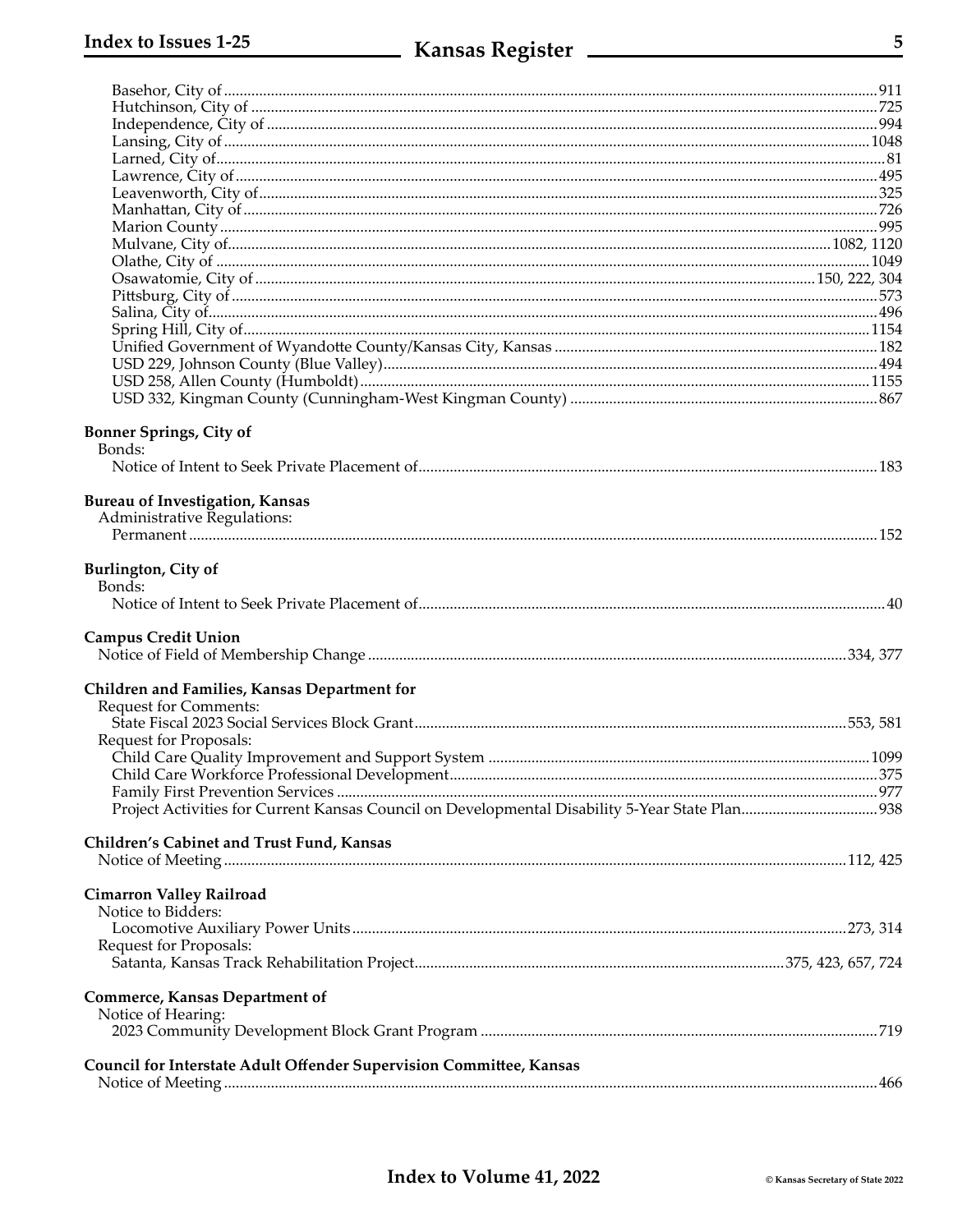Basehor, City of ... 911
Hutchinson, City of ... 725
Independence, City of ... 994
Lansing, City of ... 1048
Larned, City of ... 81
Lawrence, City of ... 495
Leavenworth, City of ... 325
Manhattan, City of ... 726
Marion County ... 995
Mulvane, City of ... 1082, 1120
Olathe, City of ... 1049
Osawatomie, City of ... 150, 222, 304
Pittsburg, City of ... 573
Salina, City of ... 496
Spring Hill, City of ... 1154
Unified Government of Wyandotte County/Kansas City, Kansas ... 182
USD 229, Johnson County (Blue Valley) ... 494
USD 258, Allen County (Humboldt) ... 1155
USD 332, Kingman County (Cunningham-West Kingman County) ... 867

**Bonner Springs, City of**
Bonds:
Notice of Intent to Seek Private Placement of ... 183

**Bureau of Investigation, Kansas**
Administrative Regulations:
Permanent ... 152

**Burlington, City of**
Bonds:
Notice of Intent to Seek Private Placement of ... 40

**Campus Credit Union**
Notice of Field of Membership Change ... 334, 377

**Children and Families, Kansas Department for**
Request for Comments:
State Fiscal 2023 Social Services Block Grant ... 553, 581
Request for Proposals:
Child Care Quality Improvement and Support System ... 1099
Child Care Workforce Professional Development ... 375
Family First Prevention Services ... 977
Project Activities for Current Kansas Council on Developmental Disability 5-Year State Plan ... 938

**Children's Cabinet and Trust Fund, Kansas**
Notice of Meeting ... 112, 425

**Cimarron Valley Railroad**
Notice to Bidders:
Locomotive Auxiliary Power Units ... 273, 314
Request for Proposals:
Satanta, Kansas Track Rehabilitation Project ... 375, 423, 657, 724

**Commerce, Kansas Department of**
Notice of Hearing:
2023 Community Development Block Grant Program ... 719

**Council for Interstate Adult Offender Supervision Committee, Kansas**
Notice of Meeting ... 466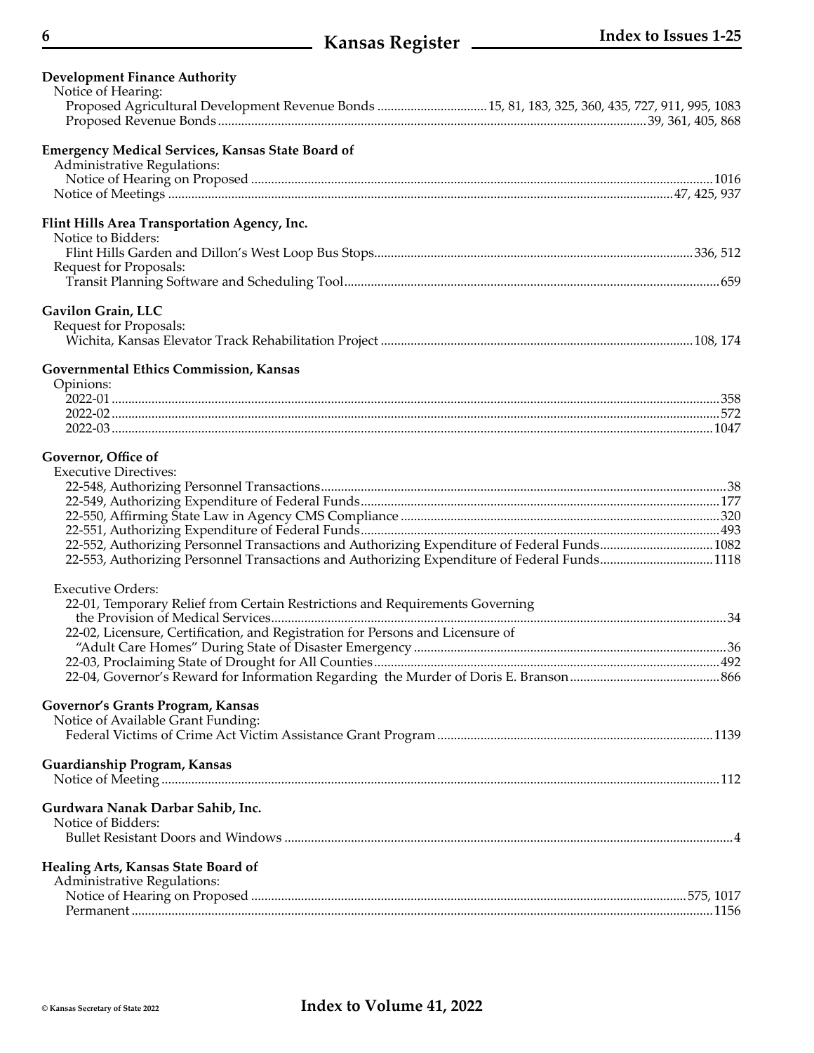**Development Finance Authority**

Notice of Hearing:

Proposed Agricultural Development Revenue Bonds ................................ 15, 81, 183, 325, 360, 435, 727, 911, 995, 1083

Proposed Revenue Bonds ................................................................................................................ 39, 361, 405, 868

**Emergency Medical Services, Kansas State Board of**

Administrative Regulations:

Notice of Hearing on Proposed ................................................................................................................ 1016

Notice of Meetings ................................................................................................................ 47, 425, 937

**Flint Hills Area Transportation Agency, Inc.**

Notice to Bidders:

Flint Hills Garden and Dillon's West Loop Bus Stops ................................................................................ 336, 512

Request for Proposals:

Transit Planning Software and Scheduling Tool ................................................................................ 659

**Gavilon Grain, LLC**

Request for Proposals:

Wichita, Kansas Elevator Track Rehabilitation Project ................................................................................ 108, 174

**Governmental Ethics Commission, Kansas**

Opinions:

2022-01 ................................................................................................................ 358

2022-02 ................................................................................................................ 572

2022-03 ................................................................................................................ 1047

**Governor, Office of**

Executive Directives:

22-548, Authorizing Personnel Transactions ................................................................................ 38

22-549, Authorizing Expenditure of Federal Funds ................................................................................ 177

22-550, Affirming State Law in Agency CMS Compliance ................................................................................ 320

22-551, Authorizing Expenditure of Federal Funds ................................................................................ 493

22-552, Authorizing Personnel Transactions and Authorizing Expenditure of Federal Funds ................................ 1082

22-553, Authorizing Personnel Transactions and Authorizing Expenditure of Federal Funds ................................ 1118

Executive Orders:

22-01, Temporary Relief from Certain Restrictions and Requirements Governing the Provision of Medical Services ................................................................................ 34

22-02, Licensure, Certification, and Registration for Persons and Licensure of "Adult Care Homes" During State of Disaster Emergency ................................................................................ 36

22-03, Proclaiming State of Drought for All Counties ................................................................................ 492

22-04, Governor's Reward for Information Regarding the Murder of Doris E. Branson ................................ 866

**Governor's Grants Program, Kansas**

Notice of Available Grant Funding:

Federal Victims of Crime Act Victim Assistance Grant Program ................................................................................ 1139

**Guardianship Program, Kansas**

Notice of Meeting ................................................................................................................ 112

**Gurdwara Nanak Darbar Sahib, Inc.**

Notice of Bidders:

Bullet Resistant Doors and Windows ................................................................................................................ 4

**Healing Arts, Kansas State Board of**

Administrative Regulations:

Notice of Hearing on Proposed ................................................................................................ 575, 1017

Permanent ................................................................................................................ 1156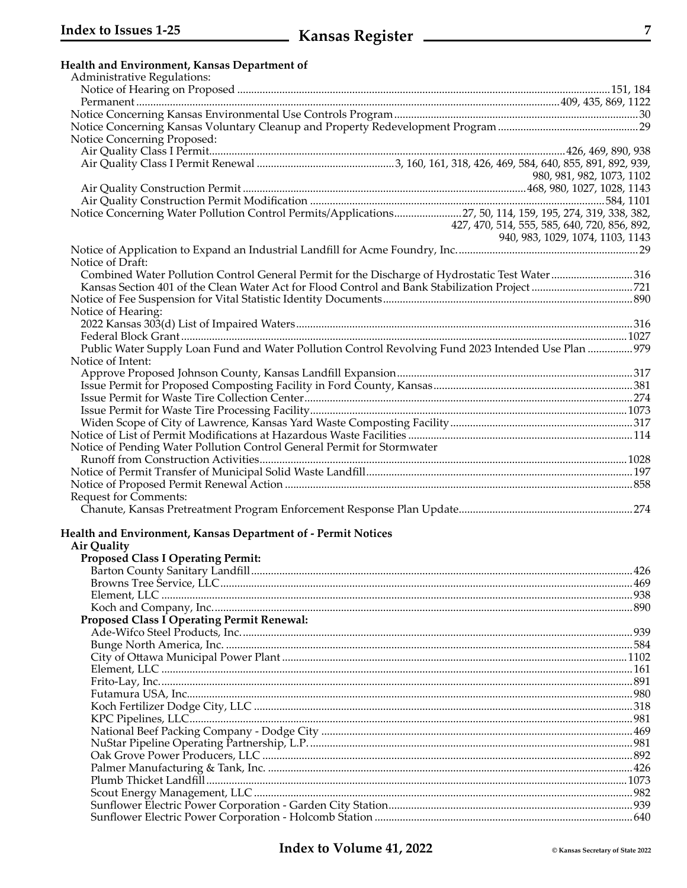**Health and Environment, Kansas Department of**

Administrative Regulations:

- Notice of Hearing on Proposed .......... 151, 184
- Permanent .......... 409, 435, 869, 1122

Notice Concerning Kansas Environmental Use Controls Program .......... 30

Notice Concerning Kansas Voluntary Cleanup and Property Redevelopment Program .......... 29

Notice Concerning Proposed:

- Air Quality Class I Permit .......... 426, 469, 890, 938
- Air Quality Class I Permit Renewal .......... 3, 160, 161, 318, 426, 469, 584, 640, 855, 891, 892, 939, 980, 981, 982, 1073, 1102
- Air Quality Construction Permit .......... 468, 980, 1027, 1028, 1143
- Air Quality Construction Permit Modification .......... 584, 1101

Notice Concerning Water Pollution Control Permits/Applications .......... 27, 50, 114, 159, 195, 274, 319, 338, 382, 427, 470, 514, 555, 585, 640, 720, 856, 892, 940, 983, 1029, 1074, 1103, 1143

Notice of Application to Expand an Industrial Landfill for Acme Foundry, Inc. .......... 29

Notice of Draft:

- Combined Water Pollution Control General Permit for the Discharge of Hydrostatic Test Water .......... 316
- Kansas Section 401 of the Clean Water Act for Flood Control and Bank Stabilization Project .......... 721

Notice of Fee Suspension for Vital Statistic Identity Documents .......... 890

Notice of Hearing:

- 2022 Kansas 303(d) List of Impaired Waters .......... 316
- Federal Block Grant .......... 1027
- Public Water Supply Loan Fund and Water Pollution Control Revolving Fund 2023 Intended Use Plan .......... 979

Notice of Intent:

- Approve Proposed Johnson County, Kansas Landfill Expansion .......... 317
- Issue Permit for Proposed Composting Facility in Ford County, Kansas .......... 381
- Issue Permit for Waste Tire Collection Center .......... 274
- Issue Permit for Waste Tire Processing Facility .......... 1073
- Widen Scope of City of Lawrence, Kansas Yard Waste Composting Facility .......... 317

Notice of List of Permit Modifications at Hazardous Waste Facilities .......... 114

Notice of Pending Water Pollution Control General Permit for Stormwater Runoff from Construction Activities .......... 1028

Notice of Permit Transfer of Municipal Solid Waste Landfill .......... 197

Notice of Proposed Permit Renewal Action .......... 858

Request for Comments:

- Chanute, Kansas Pretreatment Program Enforcement Response Plan Update .......... 274

**Health and Environment, Kansas Department of - Permit Notices**

**Air Quality**

**Proposed Class I Operating Permit:**

- Barton County Sanitary Landfill .......... 426
- Browns Tree Service, LLC .......... 469
- Element, LLC .......... 938
- Koch and Company, Inc. .......... 890

**Proposed Class I Operating Permit Renewal:**

- Ade-Wifco Steel Products, Inc. .......... 939
- Bunge North America, Inc. .......... 584
- City of Ottawa Municipal Power Plant .......... 1102
- Element, LLC .......... 161
- Frito-Lay, Inc. .......... 891
- Futamura USA, Inc. .......... 980
- Koch Fertilizer Dodge City, LLC .......... 318
- KPC Pipelines, LLC .......... 981
- National Beef Packing Company - Dodge City .......... 469
- NuStar Pipeline Operating Partnership, L.P. .......... 981
- Oak Grove Power Producers, LLC .......... 892
- Palmer Manufacturing & Tank, Inc. .......... 426
- Plumb Thicket Landfill .......... 1073
- Scout Energy Management, LLC .......... 982
- Sunflower Electric Power Corporation - Garden City Station .......... 939
- Sunflower Electric Power Corporation - Holcomb Station .......... 640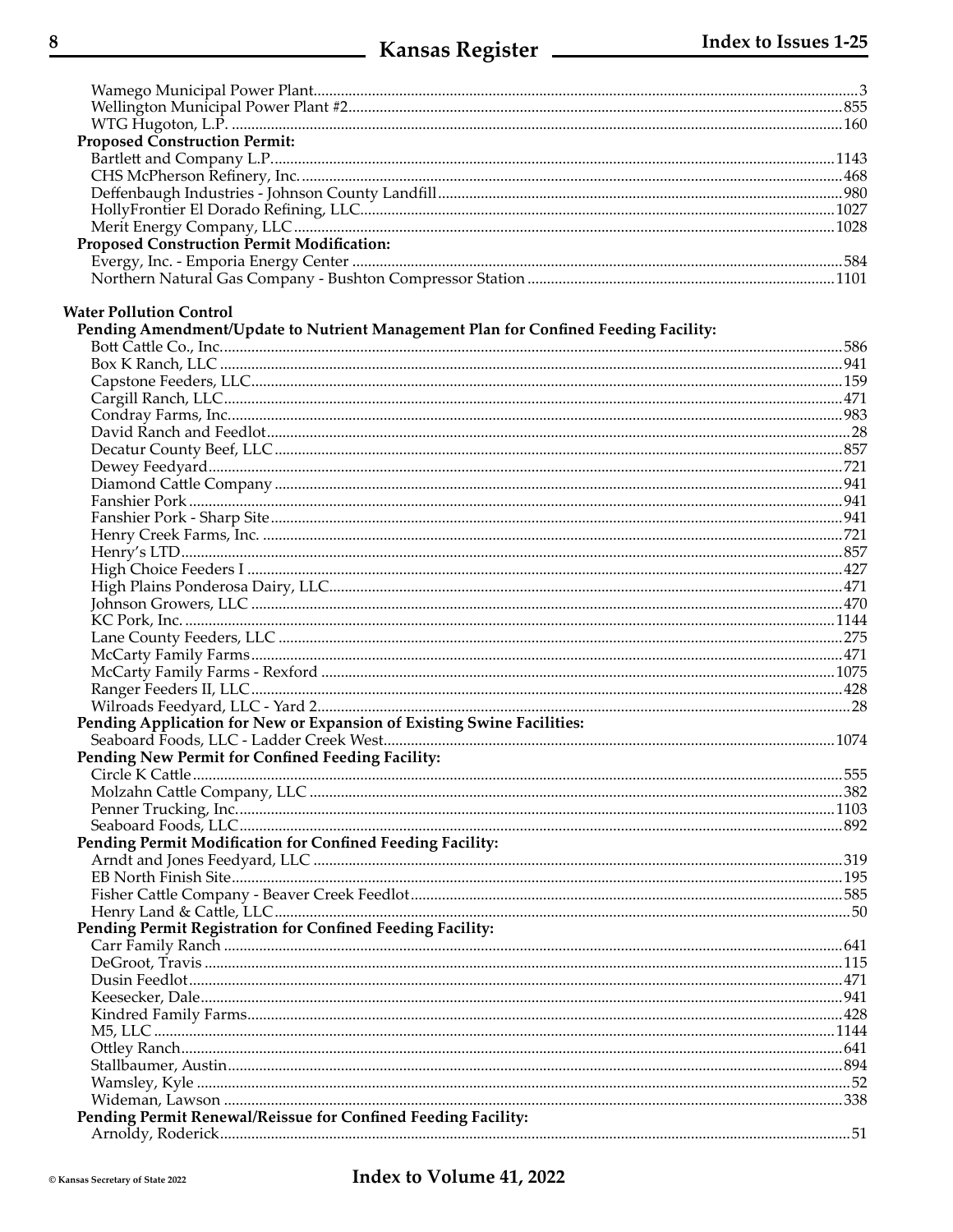Wamego Municipal Power Plant........................................3
Wellington Municipal Power Plant #2........................................855
WTG Hugoton, L.P. ........................................160

**Proposed Construction Permit:**

Bartlett and Company L.P........................................1143
CHS McPherson Refinery, Inc........................................468
Deffenbaugh Industries - Johnson County Landfill........................................980
HollyFrontier El Dorado Refining, LLC........................................1027
Merit Energy Company, LLC........................................1028

**Proposed Construction Permit Modification:**

Evergy, Inc. - Emporia Energy Center ........................................584
Northern Natural Gas Company - Bushton Compressor Station........................................1101

**Water Pollution Control**

**Pending Amendment/Update to Nutrient Management Plan for Confined Feeding Facility:**

Bott Cattle Co., Inc........................................586
Box K Ranch, LLC ........................................941
Capstone Feeders, LLC........................................159
Cargill Ranch, LLC........................................471
Condray Farms, Inc........................................983
David Ranch and Feedlot........................................28
Decatur County Beef, LLC........................................857
Dewey Feedyard........................................721
Diamond Cattle Company ........................................941
Fanshier Pork ........................................941
Fanshier Pork - Sharp Site........................................941
Henry Creek Farms, Inc. ........................................721
Henry's LTD........................................857
High Choice Feeders I ........................................427
High Plains Ponderosa Dairy, LLC........................................471
Johnson Growers, LLC ........................................470
KC Pork, Inc. ........................................1144
Lane County Feeders, LLC ........................................275
McCarty Family Farms........................................471
McCarty Family Farms - Rexford ........................................1075
Ranger Feeders II, LLC........................................428
Wilroads Feedyard, LLC - Yard 2........................................28

**Pending Application for New or Expansion of Existing Swine Facilities:**

Seaboard Foods, LLC - Ladder Creek West........................................1074

**Pending New Permit for Confined Feeding Facility:**

Circle K Cattle........................................555
Molzahn Cattle Company, LLC ........................................382
Penner Trucking, Inc........................................1103
Seaboard Foods, LLC........................................892

**Pending Permit Modification for Confined Feeding Facility:**

Arndt and Jones Feedyard, LLC ........................................319
EB North Finish Site........................................195
Fisher Cattle Company - Beaver Creek Feedlot........................................585
Henry Land & Cattle, LLC........................................50

**Pending Permit Registration for Confined Feeding Facility:**

Carr Family Ranch ........................................641
DeGroot, Travis ........................................115
Dusin Feedlot........................................471
Keesecker, Dale........................................941
Kindred Family Farms........................................428
M5, LLC ........................................1144
Ottley Ranch........................................641
Stallbaumer, Austin........................................894
Wamsley, Kyle ........................................52
Wideman, Lawson ........................................338

**Pending Permit Renewal/Reissue for Confined Feeding Facility:**

Arnoldy, Roderick........................................51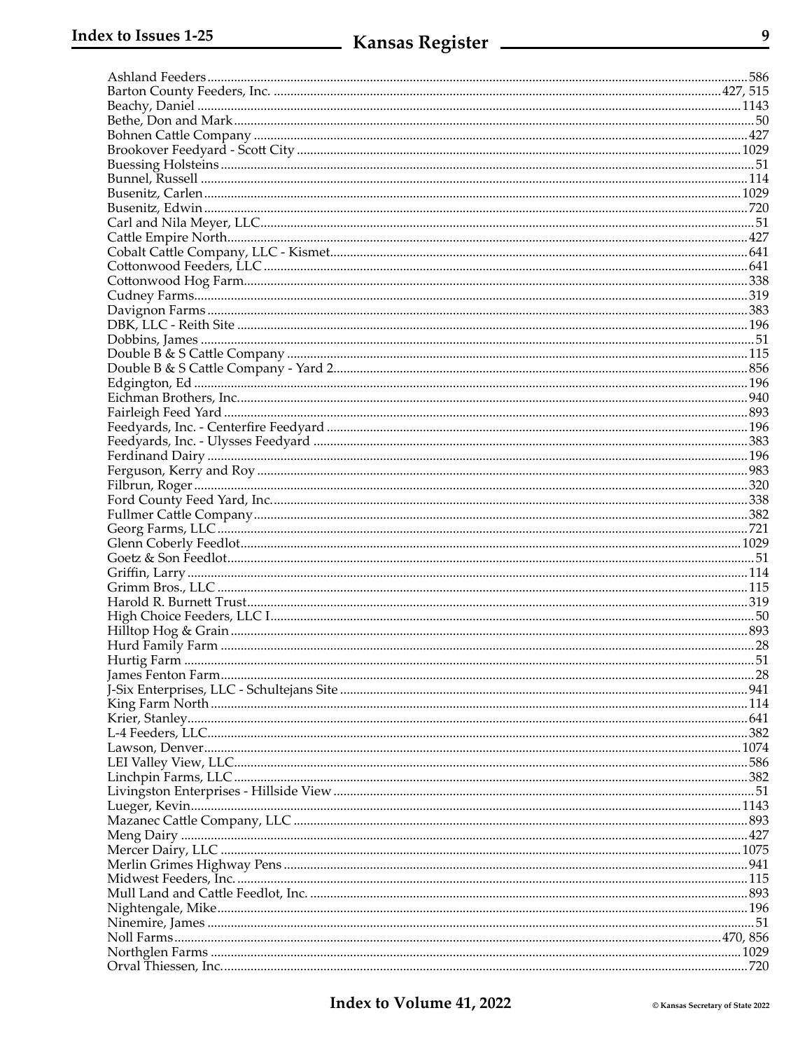Ashland Feeders ........................................................................ 586
Barton County Feeders, Inc. ........................................................ 427, 515
Beachy, Daniel ........................................................................ 1143
Bethe, Don and Mark ........................................................................ 50
Bohnen Cattle Company ........................................................................ 427
Brookover Feedyard - Scott City ........................................................................ 1029
Buessing Holsteins ........................................................................ 51
Bunnel, Russell ........................................................................ 114
Busenitz, Carlen ........................................................................ 1029
Busenitz, Edwin ........................................................................ 720
Carl and Nila Meyer, LLC ........................................................................ 51
Cattle Empire North ........................................................................ 427
Cobalt Cattle Company, LLC - Kismet ........................................................................ 641
Cottonwood Feeders, LLC ........................................................................ 641
Cottonwood Hog Farm ........................................................................ 338
Cudney Farms ........................................................................ 319
Davignon Farms ........................................................................ 383
DBK, LLC - Reith Site ........................................................................ 196
Dobbins, James ........................................................................ 51
Double B & S Cattle Company ........................................................................ 115
Double B & S Cattle Company - Yard 2 ........................................................................ 856
Edgington, Ed ........................................................................ 196
Eichman Brothers, Inc. ........................................................................ 940
Fairleigh Feed Yard ........................................................................ 893
Feedyards, Inc. - Centerfire Feedyard ........................................................................ 196
Feedyards, Inc. - Ulysses Feedyard ........................................................................ 383
Ferdinand Dairy ........................................................................ 196
Ferguson, Kerry and Roy ........................................................................ 983
Filbrun, Roger ........................................................................ 320
Ford County Feed Yard, Inc. ........................................................................ 338
Fullmer Cattle Company ........................................................................ 382
Georg Farms, LLC ........................................................................ 721
Glenn Coberly Feedlot ........................................................................ 1029
Goetz & Son Feedlot ........................................................................ 51
Griffin, Larry ........................................................................ 114
Grimm Bros., LLC ........................................................................ 115
Harold R. Burnett Trust ........................................................................ 319
High Choice Feeders, LLC I ........................................................................ 50
Hilltop Hog & Grain ........................................................................ 893
Hurd Family Farm ........................................................................ 28
Hurtig Farm ........................................................................ 51
James Fenton Farm ........................................................................ 28
J-Six Enterprises, LLC - Schultejans Site ........................................................................ 941
King Farm North ........................................................................ 114
Krier, Stanley ........................................................................ 641
L-4 Feeders, LLC ........................................................................ 382
Lawson, Denver ........................................................................ 1074
LEI Valley View, LLC ........................................................................ 586
Linchpin Farms, LLC ........................................................................ 382
Livingston Enterprises - Hillside View ........................................................................ 51
Lueger, Kevin ........................................................................ 1143
Mazanec Cattle Company, LLC ........................................................................ 893
Meng Dairy ........................................................................ 427
Mercer Dairy, LLC ........................................................................ 1075
Merlin Grimes Highway Pens ........................................................................ 941
Midwest Feeders, Inc. ........................................................................ 115
Mull Land and Cattle Feedlot, Inc. ........................................................................ 893
Nightengale, Mike ........................................................................ 196
Ninemire, James ........................................................................ 51
Noll Farms ........................................................................ 470, 856
Northglen Farms ........................................................................ 1029
Orval Thiessen, Inc. ........................................................................ 720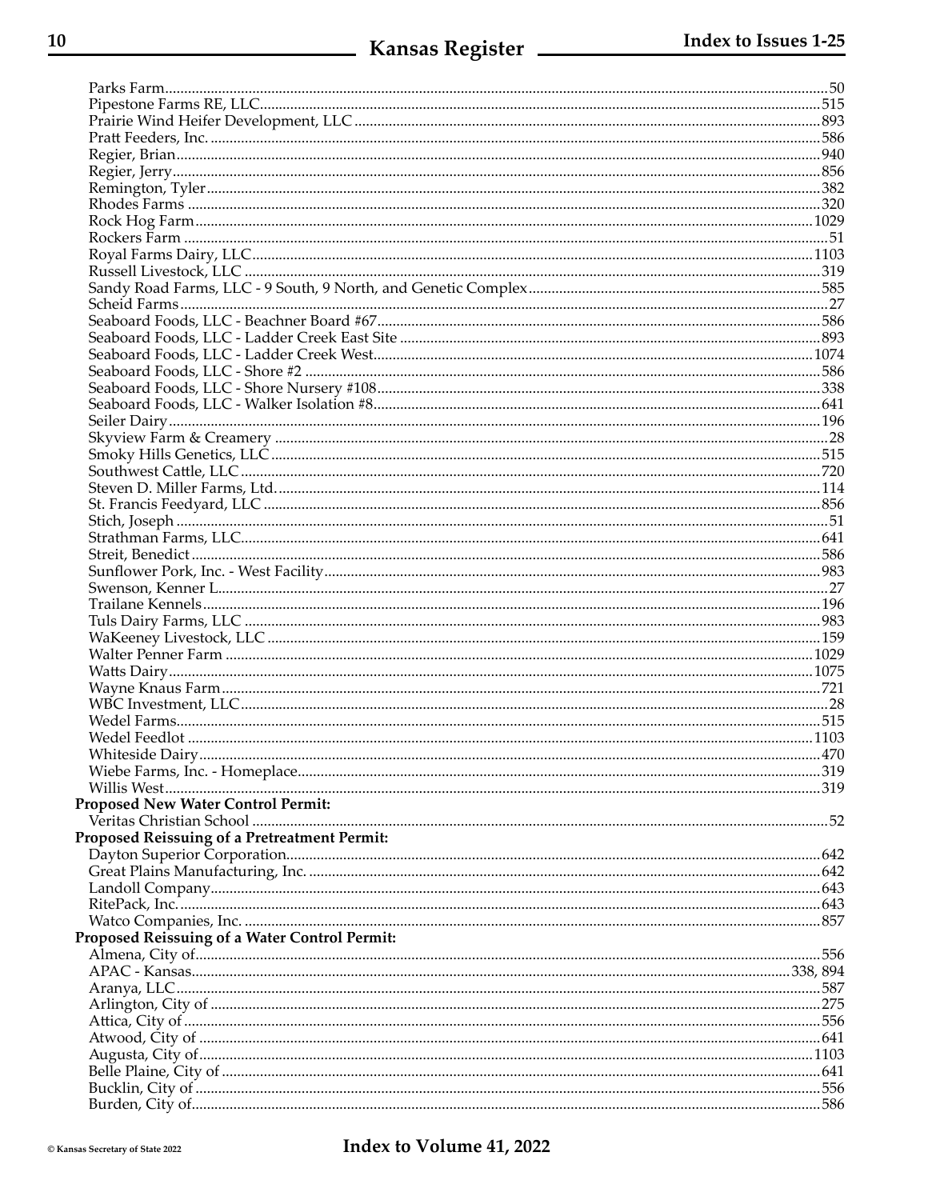Parks Farm....50
Pipestone Farms RE, LLC....515
Prairie Wind Heifer Development, LLC....893
Pratt Feeders, Inc. ....586
Regier, Brian....940
Regier, Jerry....856
Remington, Tyler....382
Rhodes Farms ....320
Rock Hog Farm....1029
Rockers Farm ....51
Royal Farms Dairy, LLC....1103
Russell Livestock, LLC ....319
Sandy Road Farms, LLC - 9 South, 9 North, and Genetic Complex....585
Scheid Farms....27
Seaboard Foods, LLC - Beachner Board #67....586
Seaboard Foods, LLC - Ladder Creek East Site ....893
Seaboard Foods, LLC - Ladder Creek West....1074
Seaboard Foods, LLC - Shore #2 ....586
Seaboard Foods, LLC - Shore Nursery #108....338
Seaboard Foods, LLC - Walker Isolation #8....641
Seiler Dairy....196
Skyview Farm & Creamery ....28
Smoky Hills Genetics, LLC....515
Southwest Cattle, LLC....720
Steven D. Miller Farms, Ltd.....114
St. Francis Feedyard, LLC ....856
Stich, Joseph ....51
Strathman Farms, LLC....641
Streit, Benedict....586
Sunflower Pork, Inc. - West Facility....983
Swenson, Kenner L....27
Trailane Kennels....196
Tuls Dairy Farms, LLC ....983
WaKeeney Livestock, LLC ....159
Walter Penner Farm ....1029
Watts Dairy....1075
Wayne Knaus Farm....721
WBC Investment, LLC....28
Wedel Farms....515
Wedel Feedlot ....1103
Whiteside Dairy....470
Wiebe Farms, Inc. - Homeplace....319
Willis West....319

**Proposed New Water Control Permit:**

Veritas Christian School ....52

**Proposed Reissuing of a Pretreatment Permit:**

Dayton Superior Corporation....642
Great Plains Manufacturing, Inc. ....642
Landoll Company....643
RitePack, Inc.....643
Watco Companies, Inc. ....857

**Proposed Reissuing of a Water Control Permit:**

Almena, City of....556
APAC - Kansas....338, 894
Aranya, LLC....587
Arlington, City of ....275
Attica, City of....556
Atwood, City of ....641
Augusta, City of....1103
Belle Plaine, City of ....641
Bucklin, City of ....556
Burden, City of....586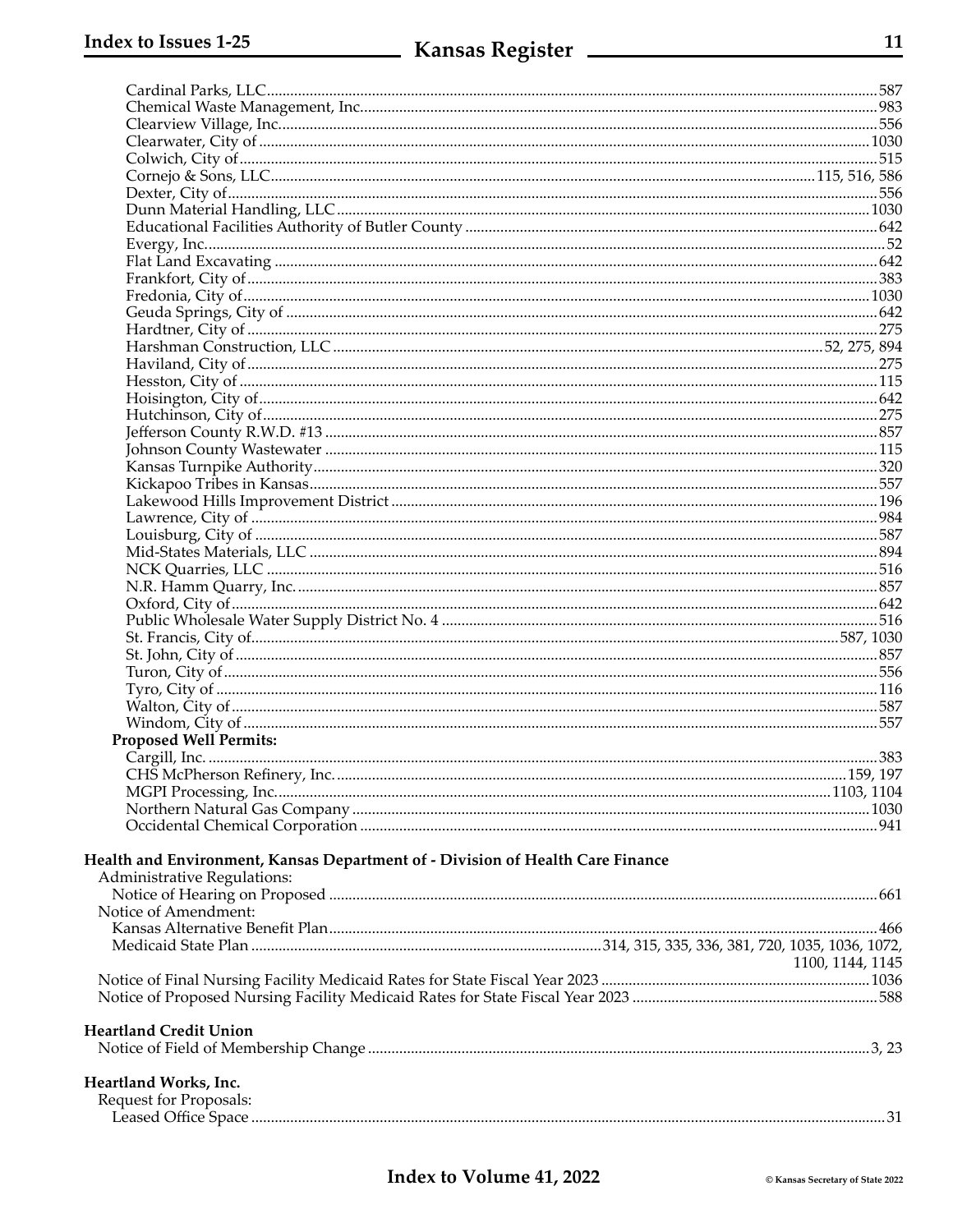Cardinal Parks, LLC ... 587
Chemical Waste Management, Inc. ... 983
Clearview Village, Inc. ... 556
Clearwater, City of ... 1030
Colwich, City of ... 515
Cornejo & Sons, LLC ... 115, 516, 586
Dexter, City of ... 556
Dunn Material Handling, LLC ... 1030
Educational Facilities Authority of Butler County ... 642
Evergy, Inc. ... 52
Flat Land Excavating ... 642
Frankfort, City of ... 383
Fredonia, City of ... 1030
Geuda Springs, City of ... 642
Hardtner, City of ... 275
Harshman Construction, LLC ... 52, 275, 894
Haviland, City of ... 275
Hesston, City of ... 115
Hoisington, City of ... 642
Hutchinson, City of ... 275
Jefferson County R.W.D. #13 ... 857
Johnson County Wastewater ... 115
Kansas Turnpike Authority ... 320
Kickapoo Tribes in Kansas ... 557
Lakewood Hills Improvement District ... 196
Lawrence, City of ... 984
Louisburg, City of ... 587
Mid-States Materials, LLC ... 894
NCK Quarries, LLC ... 516
N.R. Hamm Quarry, Inc. ... 857
Oxford, City of ... 642
Public Wholesale Water Supply District No. 4 ... 516
St. Francis, City of ... 587, 1030
St. John, City of ... 857
Turon, City of ... 556
Tyro, City of ... 116
Walton, City of ... 587
Windom, City of ... 557

**Proposed Well Permits:**

Cargill, Inc. ... 383
CHS McPherson Refinery, Inc. ... 159, 197
MGPI Processing, Inc. ... 1103, 1104
Northern Natural Gas Company ... 1030
Occidental Chemical Corporation ... 941

**Health and Environment, Kansas Department of - Division of Health Care Finance**

Administrative Regulations:

Notice of Hearing on Proposed ... 661

Notice of Amendment:

Kansas Alternative Benefit Plan ... 466
Medicaid State Plan ... 314, 315, 335, 336, 381, 720, 1035, 1036, 1072, 1100, 1144, 1145

Notice of Final Nursing Facility Medicaid Rates for State Fiscal Year 2023 ... 1036
Notice of Proposed Nursing Facility Medicaid Rates for State Fiscal Year 2023 ... 588

**Heartland Credit Union**

Notice of Field of Membership Change ... 3, 23

**Heartland Works, Inc.**

Request for Proposals:

Leased Office Space ... 31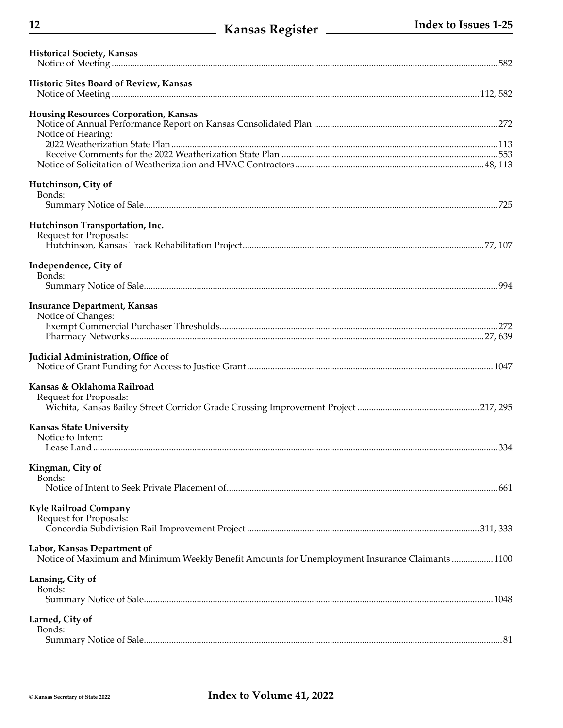**Historical Society, Kansas**
Notice of Meeting ... 582

**Historic Sites Board of Review, Kansas**
Notice of Meeting ... 112, 582

**Housing Resources Corporation, Kansas**
Notice of Annual Performance Report on Kansas Consolidated Plan ... 272
Notice of Hearing:
- 2022 Weatherization State Plan ... 113
- Receive Comments for the 2022 Weatherization State Plan ... 553

Notice of Solicitation of Weatherization and HVAC Contractors ... 48, 113

**Hutchinson, City of**
Bonds:
- Summary Notice of Sale ... 725

**Hutchinson Transportation, Inc.**
Request for Proposals:
- Hutchinson, Kansas Track Rehabilitation Project ... 77, 107

**Independence, City of**
Bonds:
- Summary Notice of Sale ... 994

**Insurance Department, Kansas**
Notice of Changes:
- Exempt Commercial Purchaser Thresholds ... 272
- Pharmacy Networks ... 27, 639

**Judicial Administration, Office of**
Notice of Grant Funding for Access to Justice Grant ... 1047

**Kansas & Oklahoma Railroad**
Request for Proposals:
- Wichita, Kansas Bailey Street Corridor Grade Crossing Improvement Project ... 217, 295

**Kansas State University**
Notice to Intent:
- Lease Land ... 334

**Kingman, City of**
Bonds:
- Notice of Intent to Seek Private Placement of ... 661

**Kyle Railroad Company**
Request for Proposals:
- Concordia Subdivision Rail Improvement Project ... 311, 333

**Labor, Kansas Department of**
Notice of Maximum and Minimum Weekly Benefit Amounts for Unemployment Insurance Claimants ... 1100

**Lansing, City of**
Bonds:
- Summary Notice of Sale ... 1048

**Larned, City of**
Bonds:
- Summary Notice of Sale ... 81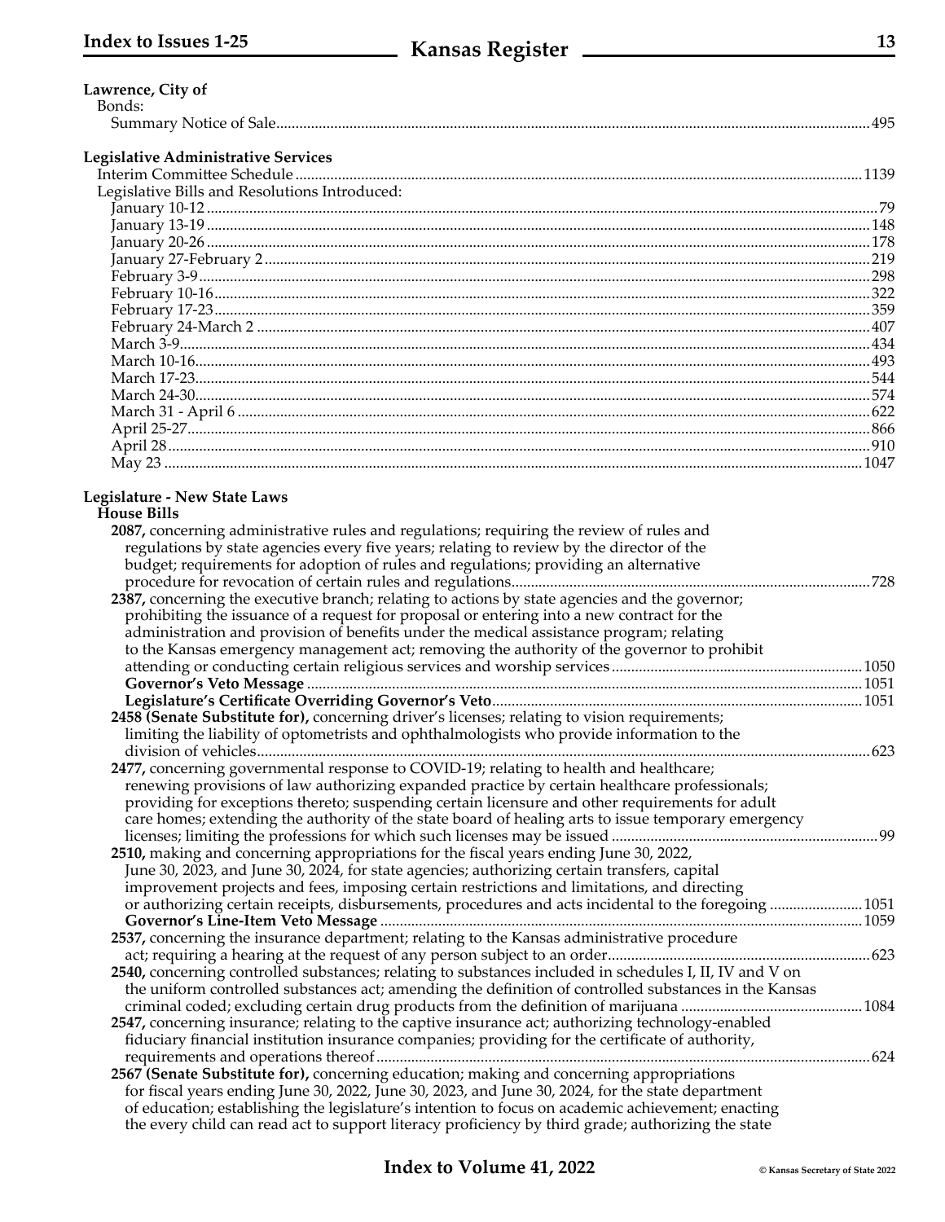**Lawrence, City of**

Bonds:

Summary Notice of Sale ... 495

**Legislative Administrative Services**

Interim Committee Schedule ... 1139

Legislative Bills and Resolutions Introduced:

January 10-12 ... 79
January 13-19 ... 148
January 20-26 ... 178
January 27-February 2 ... 219
February 3-9 ... 298
February 10-16 ... 322
February 17-23 ... 359
February 24-March 2 ... 407
March 3-9 ... 434
March 10-16 ... 493
March 17-23 ... 544
March 24-30 ... 574
March 31 - April 6 ... 622
April 25-27 ... 866
April 28 ... 910
May 23 ... 1047

**Legislature - New State Laws**

**House Bills**

**2087,** concerning administrative rules and regulations; requiring the review of rules and regulations by state agencies every five years; relating to review by the director of the budget; requirements for adoption of rules and regulations; providing an alternative procedure for revocation of certain rules and regulations ... 728

**2387,** concerning the executive branch; relating to actions by state agencies and the governor; prohibiting the issuance of a request for proposal or entering into a new contract for the administration and provision of benefits under the medical assistance program; relating to the Kansas emergency management act; removing the authority of the governor to prohibit attending or conducting certain religious services and worship services ... 1050

**Governor's Veto Message** ... 1051

**Legislature's Certificate Overriding Governor's Veto** ... 1051

**2458 (Senate Substitute for),** concerning driver's licenses; relating to vision requirements; limiting the liability of optometrists and ophthalmologists who provide information to the division of vehicles ... 623

**2477,** concerning governmental response to COVID-19; relating to health and healthcare; renewing provisions of law authorizing expanded practice by certain healthcare professionals; providing for exceptions thereto; suspending certain licensure and other requirements for adult care homes; extending the authority of the state board of healing arts to issue temporary emergency licenses; limiting the professions for which such licenses may be issued ... 99

**2510,** making and concerning appropriations for the fiscal years ending June 30, 2022, June 30, 2023, and June 30, 2024, for state agencies; authorizing certain transfers, capital improvement projects and fees, imposing certain restrictions and limitations, and directing or authorizing certain receipts, disbursements, procedures and acts incidental to the foregoing ... 1051

**Governor's Line-Item Veto Message** ... 1059

**2537,** concerning the insurance department; relating to the Kansas administrative procedure act; requiring a hearing at the request of any person subject to an order ... 623

**2540,** concerning controlled substances; relating to substances included in schedules I, II, IV and V on the uniform controlled substances act; amending the definition of controlled substances in the Kansas criminal coded; excluding certain drug products from the definition of marijuana ... 1084

**2547,** concerning insurance; relating to the captive insurance act; authorizing technology-enabled fiduciary financial institution insurance companies; providing for the certificate of authority, requirements and operations thereof ... 624

**2567 (Senate Substitute for),** concerning education; making and concerning appropriations for fiscal years ending June 30, 2022, June 30, 2023, and June 30, 2024, for the state department of education; establishing the legislature's intention to focus on academic achievement; enacting the every child can read act to support literacy proficiency by third grade; authorizing the state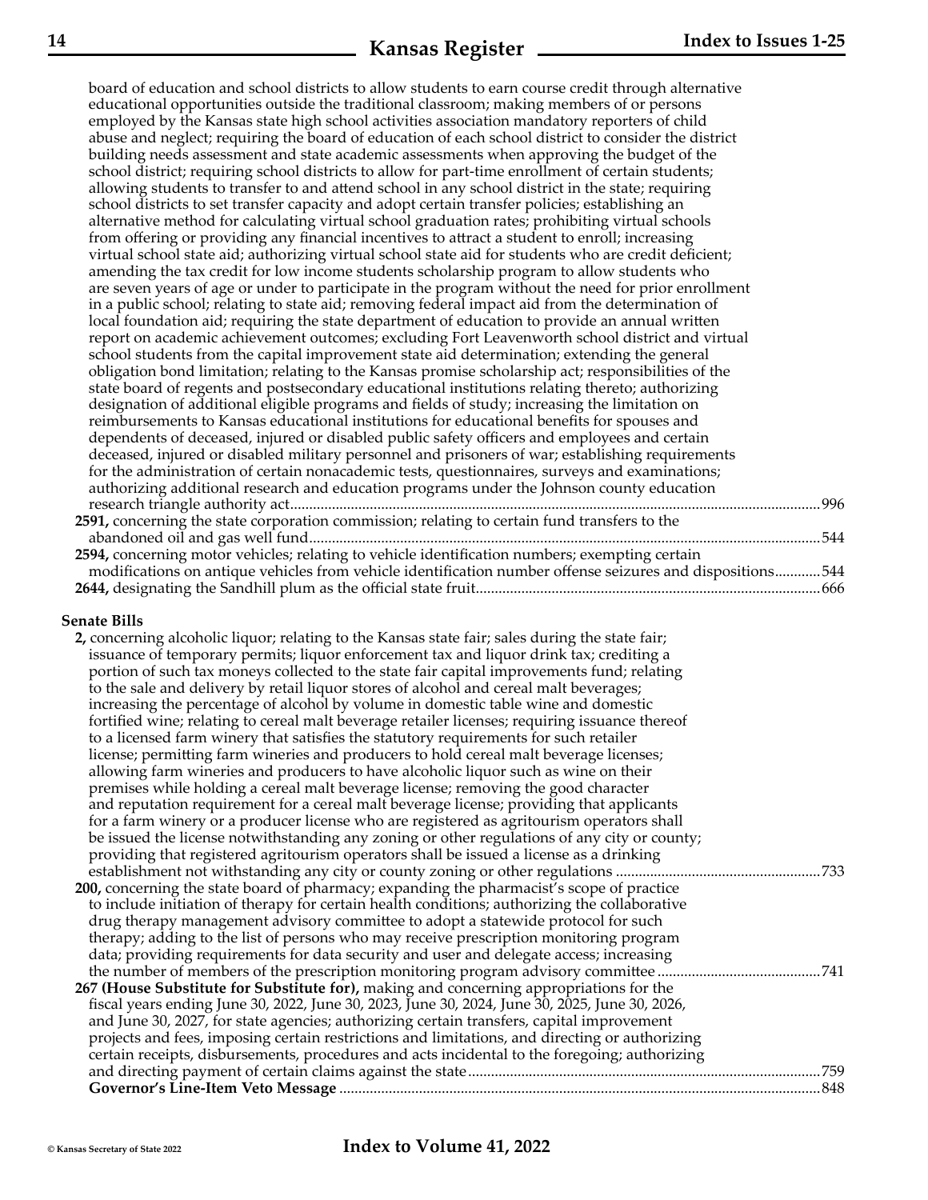board of education and school districts to allow students to earn course credit through alternative educational opportunities outside the traditional classroom; making members of or persons employed by the Kansas state high school activities association mandatory reporters of child abuse and neglect; requiring the board of education of each school district to consider the district building needs assessment and state academic assessments when approving the budget of the school district; requiring school districts to allow for part-time enrollment of certain students; allowing students to transfer to and attend school in any school district in the state; requiring school districts to set transfer capacity and adopt certain transfer policies; establishing an alternative method for calculating virtual school graduation rates; prohibiting virtual schools from offering or providing any financial incentives to attract a student to enroll; increasing virtual school state aid; authorizing virtual school state aid for students who are credit deficient; amending the tax credit for low income students scholarship program to allow students who are seven years of age or under to participate in the program without the need for prior enrollment in a public school; relating to state aid; removing federal impact aid from the determination of local foundation aid; requiring the state department of education to provide an annual written report on academic achievement outcomes; excluding Fort Leavenworth school district and virtual school students from the capital improvement state aid determination; extending the general obligation bond limitation; relating to the Kansas promise scholarship act; responsibilities of the state board of regents and postsecondary educational institutions relating thereto; authorizing designation of additional eligible programs and fields of study; increasing the limitation on reimbursements to Kansas educational institutions for educational benefits for spouses and dependents of deceased, injured or disabled public safety officers and employees and certain deceased, injured or disabled military personnel and prisoners of war; establishing requirements for the administration of certain nonacademic tests, questionnaires, surveys and examinations; authorizing additional research and education programs under the Johnson county education research triangle authority act....996

**2591,** concerning the state corporation commission; relating to certain fund transfers to the abandoned oil and gas well fund....544

**2594,** concerning motor vehicles; relating to vehicle identification numbers; exempting certain modifications on antique vehicles from vehicle identification number offense seizures and dispositions....544

**2644,** designating the Sandhill plum as the official state fruit....666

**Senate Bills**

**2,** concerning alcoholic liquor; relating to the Kansas state fair; sales during the state fair; issuance of temporary permits; liquor enforcement tax and liquor drink tax; crediting a portion of such tax moneys collected to the state fair capital improvements fund; relating to the sale and delivery by retail liquor stores of alcohol and cereal malt beverages; increasing the percentage of alcohol by volume in domestic table wine and domestic fortified wine; relating to cereal malt beverage retailer licenses; requiring issuance thereof to a licensed farm winery that satisfies the statutory requirements for such retailer license; permitting farm wineries and producers to hold cereal malt beverage licenses; allowing farm wineries and producers to have alcoholic liquor such as wine on their premises while holding a cereal malt beverage license; removing the good character and reputation requirement for a cereal malt beverage license; providing that applicants for a farm winery or a producer license who are registered as agritourism operators shall be issued the license notwithstanding any zoning or other regulations of any city or county; providing that registered agritourism operators shall be issued a license as a drinking establishment not withstanding any city or county zoning or other regulations....733

**200,** concerning the state board of pharmacy; expanding the pharmacist's scope of practice to include initiation of therapy for certain health conditions; authorizing the collaborative drug therapy management advisory committee to adopt a statewide protocol for such therapy; adding to the list of persons who may receive prescription monitoring program data; providing requirements for data security and user and delegate access; increasing the number of members of the prescription monitoring program advisory committee....741

**267 (House Substitute for Substitute for),** making and concerning appropriations for the fiscal years ending June 30, 2022, June 30, 2023, June 30, 2024, June 30, 2025, June 30, 2026, and June 30, 2027, for state agencies; authorizing certain transfers, capital improvement projects and fees, imposing certain restrictions and limitations, and directing or authorizing certain receipts, disbursements, procedures and acts incidental to the foregoing; authorizing and directing payment of certain claims against the state....759

**Governor's Line-Item Veto Message**....848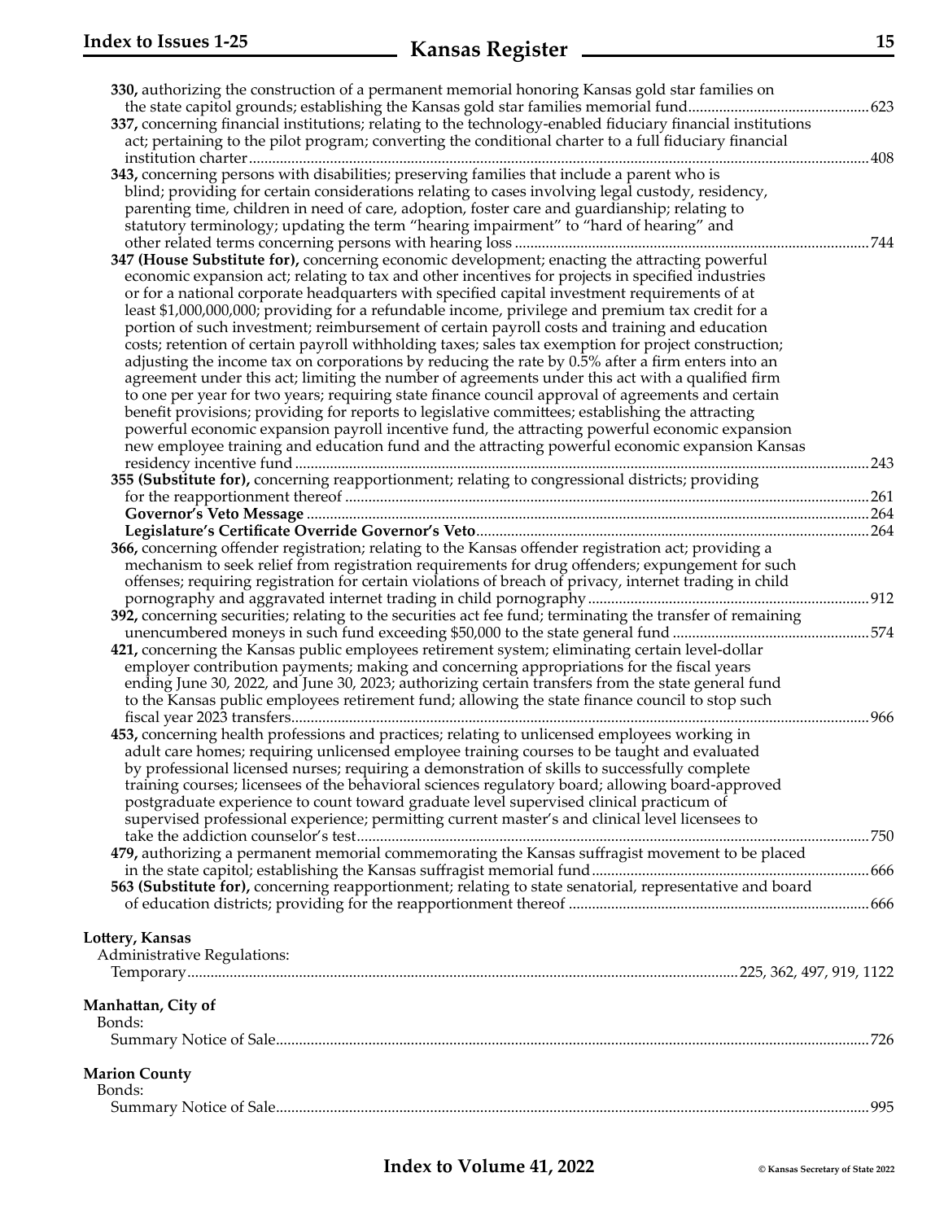**330,** authorizing the construction of a permanent memorial honoring Kansas gold star families on the state capitol grounds; establishing the Kansas gold star families memorial fund....623

**337,** concerning financial institutions; relating to the technology-enabled fiduciary financial institutions act; pertaining to the pilot program; converting the conditional charter to a full fiduciary financial institution charter....408

**343,** concerning persons with disabilities; preserving families that include a parent who is blind; providing for certain considerations relating to cases involving legal custody, residency, parenting time, children in need of care, adoption, foster care and guardianship; relating to statutory terminology; updating the term "hearing impairment" to "hard of hearing" and other related terms concerning persons with hearing loss....744

**347 (House Substitute for),** concerning economic development; enacting the attracting powerful economic expansion act; relating to tax and other incentives for projects in specified industries or for a national corporate headquarters with specified capital investment requirements of at least $1,000,000,000; providing for a refundable income, privilege and premium tax credit for a portion of such investment; reimbursement of certain payroll costs and training and education costs; retention of certain payroll withholding taxes; sales tax exemption for project construction; adjusting the income tax on corporations by reducing the rate by 0.5% after a firm enters into an agreement under this act; limiting the number of agreements under this act with a qualified firm to one per year for two years; requiring state finance council approval of agreements and certain benefit provisions; providing for reports to legislative committees; establishing the attracting powerful economic expansion payroll incentive fund, the attracting powerful economic expansion new employee training and education fund and the attracting powerful economic expansion Kansas residency incentive fund....243

**355 (Substitute for),** concerning reapportionment; relating to congressional districts; providing for the reapportionment thereof....261
- **Governor's Veto Message**....264
- **Legislature's Certificate Override Governor's Veto**....264

**366,** concerning offender registration; relating to the Kansas offender registration act; providing a mechanism to seek relief from registration requirements for drug offenders; expungement for such offenses; requiring registration for certain violations of breach of privacy, internet trading in child pornography and aggravated internet trading in child pornography....912

**392,** concerning securities; relating to the securities act fee fund; terminating the transfer of remaining unencumbered moneys in such fund exceeding $50,000 to the state general fund....574

**421,** concerning the Kansas public employees retirement system; eliminating certain level-dollar employer contribution payments; making and concerning appropriations for the fiscal years ending June 30, 2022, and June 30, 2023; authorizing certain transfers from the state general fund to the Kansas public employees retirement fund; allowing the state finance council to stop such fiscal year 2023 transfers....966

**453,** concerning health professions and practices; relating to unlicensed employees working in adult care homes; requiring unlicensed employee training courses to be taught and evaluated by professional licensed nurses; requiring a demonstration of skills to successfully complete training courses; licensees of the behavioral sciences regulatory board; allowing board-approved postgraduate experience to count toward graduate level supervised clinical practicum of supervised professional experience; permitting current master's and clinical level licensees to take the addiction counselor's test....750

**479,** authorizing a permanent memorial commemorating the Kansas suffragist movement to be placed in the state capitol; establishing the Kansas suffragist memorial fund....666

**563 (Substitute for),** concerning reapportionment; relating to state senatorial, representative and board of education districts; providing for the reapportionment thereof....666

**Lottery, Kansas**
- Administrative Regulations:
  - Temporary....225, 362, 497, 919, 1122

**Manhattan, City of**
- Bonds:
  - Summary Notice of Sale....726

**Marion County**
- Bonds:
  - Summary Notice of Sale....995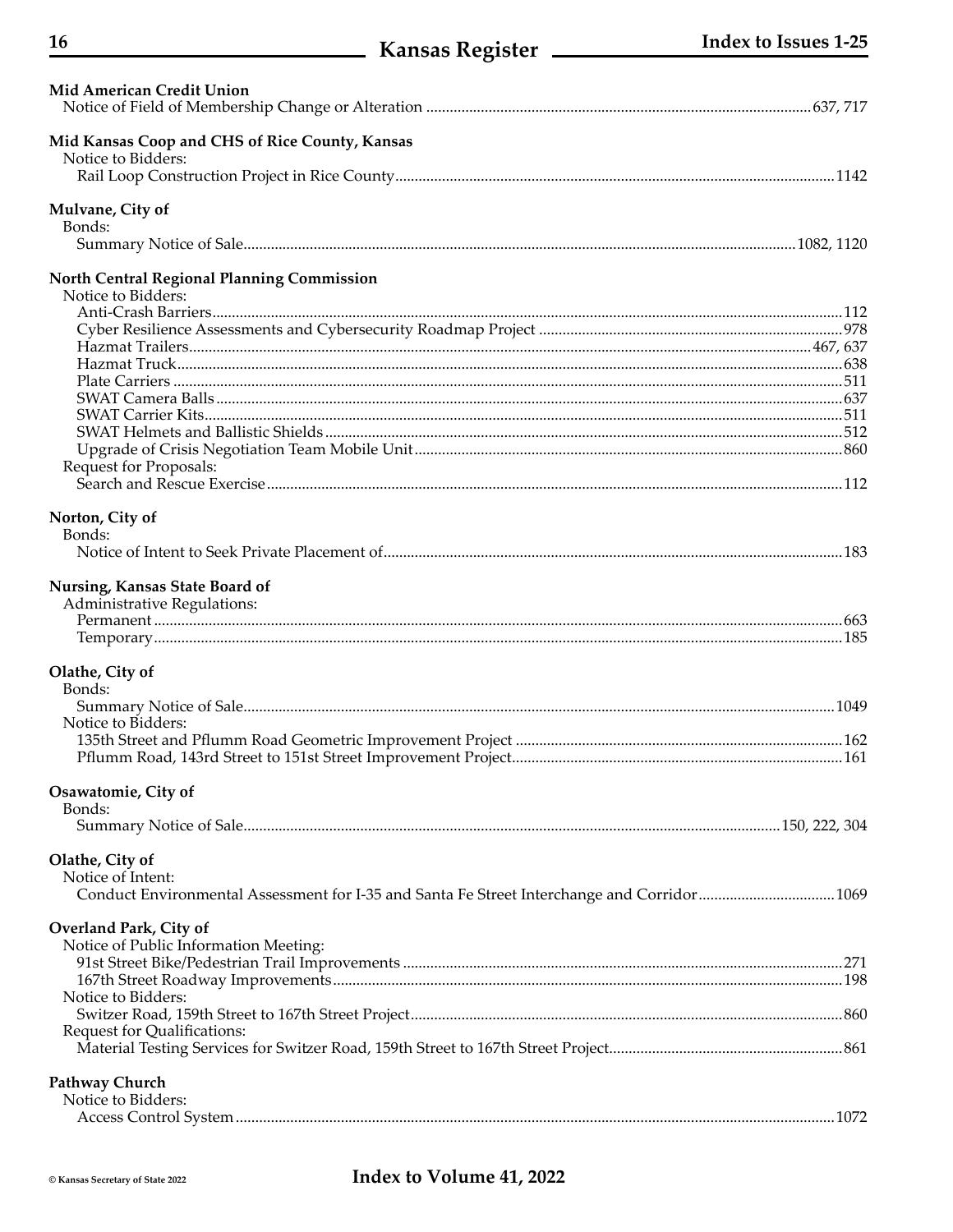**Mid American Credit Union**

Notice of Field of Membership Change or Alteration ....................................................................................................637, 717

**Mid Kansas Coop and CHS of Rice County, Kansas**

Notice to Bidders:

Rail Loop Construction Project in Rice County.........................................................................................................1142

**Mulvane, City of**

Bonds:

Summary Notice of Sale...................................................................................................................................1082, 1120

**North Central Regional Planning Commission**

Notice to Bidders:

Anti-Crash Barriers...................................................................................................................................................112

Cyber Resilience Assessments and Cybersecurity Roadmap Project ......................................................................978

Hazmat Trailers...............................................................................................................................................467, 637

Hazmat Truck...........................................................................................................................................................638

Plate Carriers ...........................................................................................................................................................511

SWAT Camera Balls ................................................................................................................................................637

SWAT Carrier Kits....................................................................................................................................................511

SWAT Helmets and Ballistic Shields .......................................................................................................................512

Upgrade of Crisis Negotiation Team Mobile Unit...................................................................................................860

Request for Proposals:

Search and Rescue Exercise .....................................................................................................................................112

**Norton, City of**

Bonds:

Notice of Intent to Seek Private Placement of..........................................................................................................183

**Nursing, Kansas State Board of**

Administrative Regulations:

Permanent ...............................................................................................................................................................663

Temporary...............................................................................................................................................................185

**Olathe, City of**

Bonds:

Summary Notice of Sale.........................................................................................................................................1049

Notice to Bidders:

135th Street and Pflumm Road Geometric Improvement Project .............................................................................162

Pflumm Road, 143rd Street to 151st Street Improvement Project...........................................................................161

**Osawatomie, City of**

Bonds:

Summary Notice of Sale.......................................................................................................................150, 222, 304

**Olathe, City of**

Notice of Intent:

Conduct Environmental Assessment for I-35 and Santa Fe Street Interchange and Corridor..................................1069

**Overland Park, City of**

Notice of Public Information Meeting:

91st Street Bike/Pedestrian Trail Improvements ......................................................................................................271

167th Street Roadway Improvements.......................................................................................................................198

Notice to Bidders:

Switzer Road, 159th Street to 167th Street Project...................................................................................................860

Request for Qualifications:

Material Testing Services for Switzer Road, 159th Street to 167th Street Project.....................................................861

**Pathway Church**

Notice to Bidders:

Access Control System ..........................................................................................................................................1072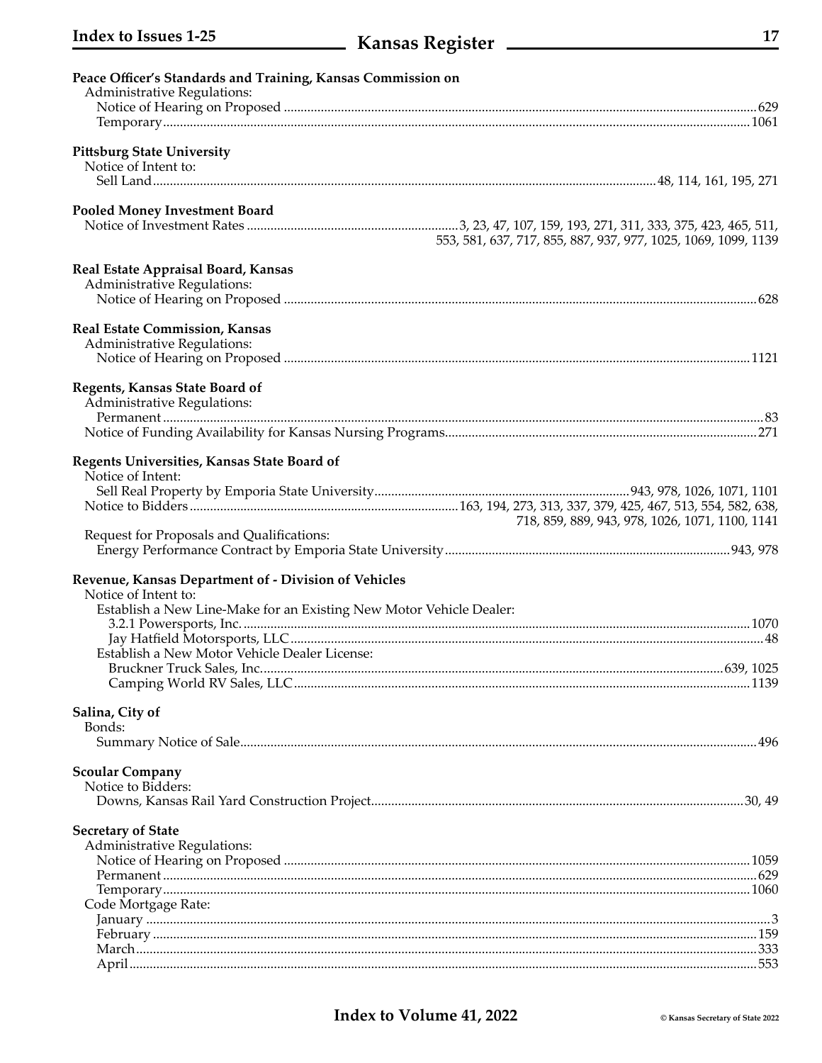**Peace Officer's Standards and Training, Kansas Commission on**

Administrative Regulations:
- Notice of Hearing on Proposed ... 629
- Temporary ... 1061

**Pittsburg State University**

Notice of Intent to:
- Sell Land ... 48, 114, 161, 195, 271

**Pooled Money Investment Board**

Notice of Investment Rates ... 3, 23, 47, 107, 159, 193, 271, 311, 333, 375, 423, 465, 511, 553, 581, 637, 717, 855, 887, 937, 977, 1025, 1069, 1099, 1139

**Real Estate Appraisal Board, Kansas**

Administrative Regulations:
- Notice of Hearing on Proposed ... 628

**Real Estate Commission, Kansas**

Administrative Regulations:
- Notice of Hearing on Proposed ... 1121

**Regents, Kansas State Board of**

Administrative Regulations:
- Permanent ... 83

Notice of Funding Availability for Kansas Nursing Programs ... 271

**Regents Universities, Kansas State Board of**

Notice of Intent:
- Sell Real Property by Emporia State University ... 943, 978, 1026, 1071, 1101

Notice to Bidders ... 163, 194, 273, 313, 337, 379, 425, 467, 513, 554, 582, 638, 718, 859, 889, 943, 978, 1026, 1071, 1100, 1141

Request for Proposals and Qualifications:
- Energy Performance Contract by Emporia State University ... 943, 978

**Revenue, Kansas Department of - Division of Vehicles**

Notice of Intent to:
- Establish a New Line-Make for an Existing New Motor Vehicle Dealer:
  - 3.2.1 Powersports, Inc. ... 1070
  - Jay Hatfield Motorsports, LLC ... 48
- Establish a New Motor Vehicle Dealer License:
  - Bruckner Truck Sales, Inc. ... 639, 1025
  - Camping World RV Sales, LLC ... 1139

**Salina, City of**

Bonds:
- Summary Notice of Sale ... 496

**Scoular Company**

Notice to Bidders:
- Downs, Kansas Rail Yard Construction Project ... 30, 49

**Secretary of State**

Administrative Regulations:
- Notice of Hearing on Proposed ... 1059
- Permanent ... 629
- Temporary ... 1060

Code Mortgage Rate:
- January ... 3
- February ... 159
- March ... 333
- April ... 553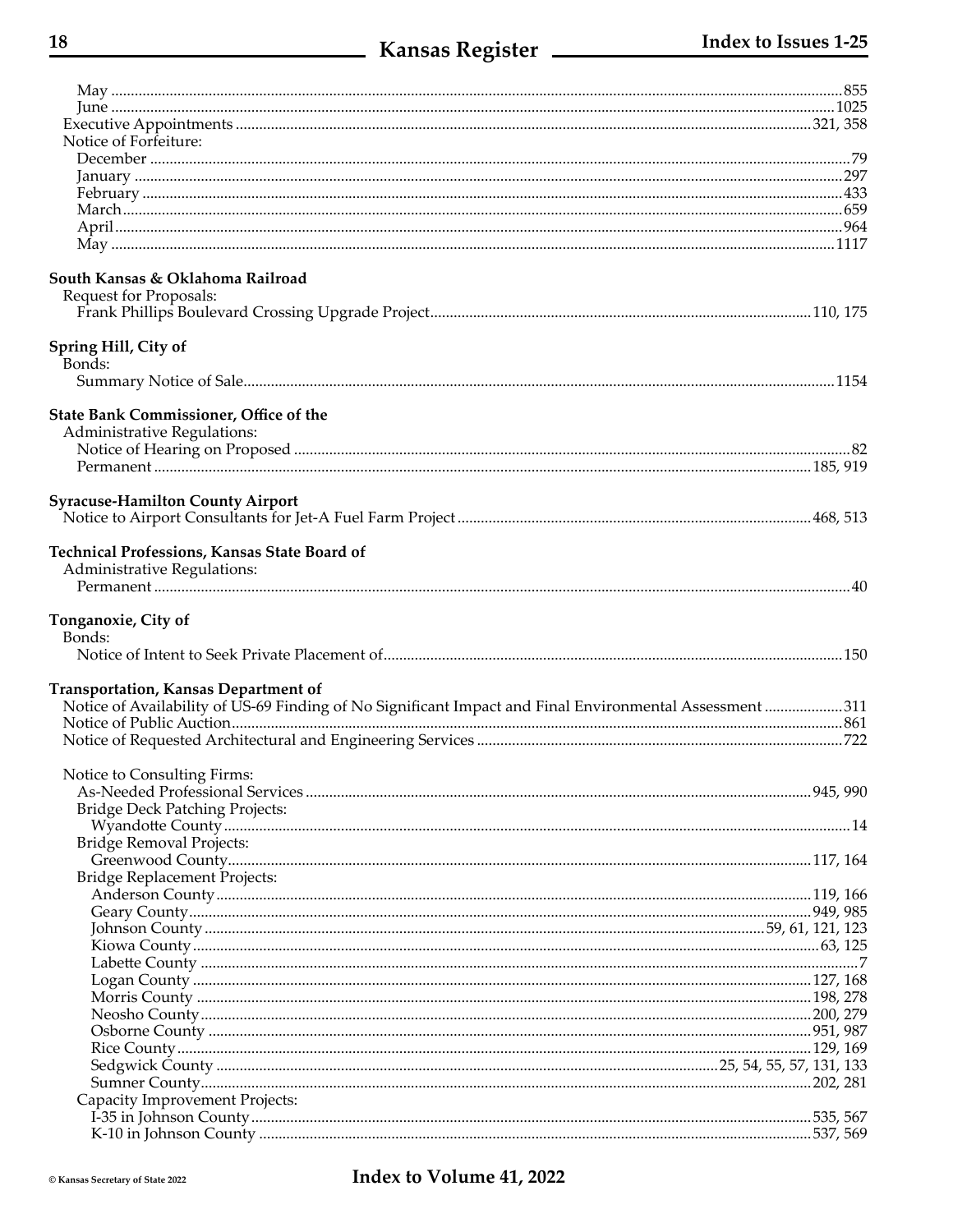May ....................................................................................................855
June ....................................................................................................1025
Executive Appointments ....................................................................................................321, 358
Notice of Forfeiture:
December ....................................................................................................79
January ....................................................................................................297
February ....................................................................................................433
March....................................................................................................659
April....................................................................................................964
May ....................................................................................................1117

**South Kansas & Oklahoma Railroad**
Request for Proposals:
Frank Phillips Boulevard Crossing Upgrade Project....................................................................................................110, 175

**Spring Hill, City of**
Bonds:
Summary Notice of Sale....................................................................................................1154

**State Bank Commissioner, Office of the**
Administrative Regulations:
Notice of Hearing on Proposed ....................................................................................................82
Permanent....................................................................................................185, 919

**Syracuse-Hamilton County Airport**
Notice to Airport Consultants for Jet-A Fuel Farm Project....................................................................................................468, 513

**Technical Professions, Kansas State Board of**
Administrative Regulations:
Permanent....................................................................................................40

**Tonganoxie, City of**
Bonds:
Notice of Intent to Seek Private Placement of....................................................................................................150

**Transportation, Kansas Department of**
Notice of Availability of US-69 Finding of No Significant Impact and Final Environmental Assessment ....................311
Notice of Public Auction....................................................................................................861
Notice of Requested Architectural and Engineering Services ....................................................................................................722

Notice to Consulting Firms:
As-Needed Professional Services....................................................................................................945, 990
Bridge Deck Patching Projects:
Wyandotte County....................................................................................................14
Bridge Removal Projects:
Greenwood County....................................................................................................117, 164
Bridge Replacement Projects:
Anderson County....................................................................................................119, 166
Geary County....................................................................................................949, 985
Johnson County....................................................................................................59, 61, 121, 123
Kiowa County....................................................................................................63, 125
Labette County ....................................................................................................7
Logan County ....................................................................................................127, 168
Morris County ....................................................................................................198, 278
Neosho County....................................................................................................200, 279
Osborne County ....................................................................................................951, 987
Rice County....................................................................................................129, 169
Sedgwick County ....................................................................................................25, 54, 55, 57, 131, 133
Sumner County....................................................................................................202, 281
Capacity Improvement Projects:
I-35 in Johnson County....................................................................................................535, 567
K-10 in Johnson County ....................................................................................................537, 569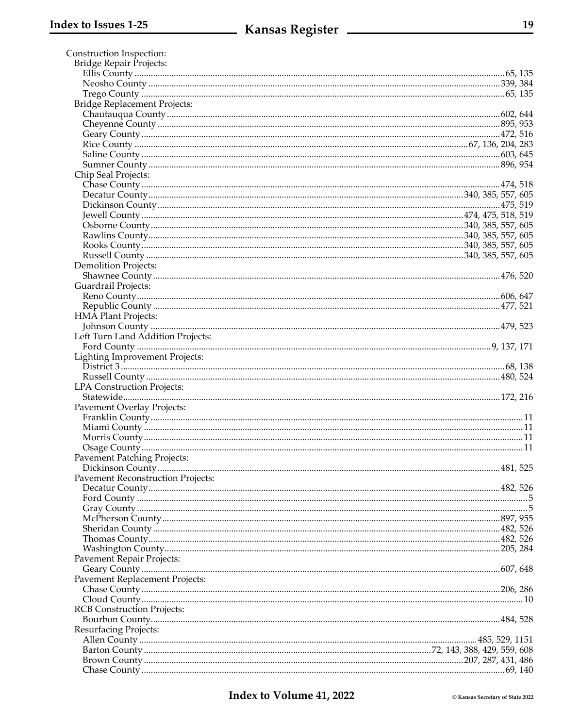Construction Inspection:
- Bridge Repair Projects:
  - Ellis County ............ 65, 135
  - Neosho County ............ 339, 384
  - Trego County ............ 65, 135
- Bridge Replacement Projects:
  - Chautauqua County ............ 602, 644
  - Cheyenne County ............ 895, 953
  - Geary County ............ 472, 516
  - Rice County ............ 67, 136, 204, 283
  - Saline County ............ 603, 645
  - Sumner County ............ 896, 954
- Chip Seal Projects:
  - Chase County ............ 474, 518
  - Decatur County ............ 340, 385, 557, 605
  - Dickinson County ............ 475, 519
  - Jewell County ............ 474, 475, 518, 519
  - Osborne County ............ 340, 385, 557, 605
  - Rawlins County ............ 340, 385, 557, 605
  - Rooks County ............ 340, 385, 557, 605
  - Russell County ............ 340, 385, 557, 605
- Demolition Projects:
  - Shawnee County ............ 476, 520
- Guardrail Projects:
  - Reno County ............ 606, 647
  - Republic County ............ 477, 521
- HMA Plant Projects:
  - Johnson County ............ 479, 523
- Left Turn Land Addition Projects:
  - Ford County ............ 9, 137, 171
- Lighting Improvement Projects:
  - District 3 ............ 68, 138
  - Russell County ............ 480, 524
- LPA Construction Projects:
  - Statewide ............ 172, 216
- Pavement Overlay Projects:
  - Franklin County ............ 11
  - Miami County ............ 11
  - Morris County ............ 11
  - Osage County ............ 11
- Pavement Patching Projects:
  - Dickinson County ............ 481, 525
- Pavement Reconstruction Projects:
  - Decatur County ............ 482, 526
  - Ford County ............ 5
  - Gray County ............ 5
  - McPherson County ............ 897, 955
  - Sheridan County ............ 482, 526
  - Thomas County ............ 482, 526
  - Washington County ............ 205, 284
- Pavement Repair Projects:
  - Geary County ............ 607, 648
- Pavement Replacement Projects:
  - Chase County ............ 206, 286
  - Cloud County ............ 10
- RCB Construction Projects:
  - Bourbon County ............ 484, 528
- Resurfacing Projects:
  - Allen County ............ 485, 529, 1151
  - Barton County ............ 72, 143, 388, 429, 559, 608
  - Brown County ............ 207, 287, 431, 486
  - Chase County ............ 69, 140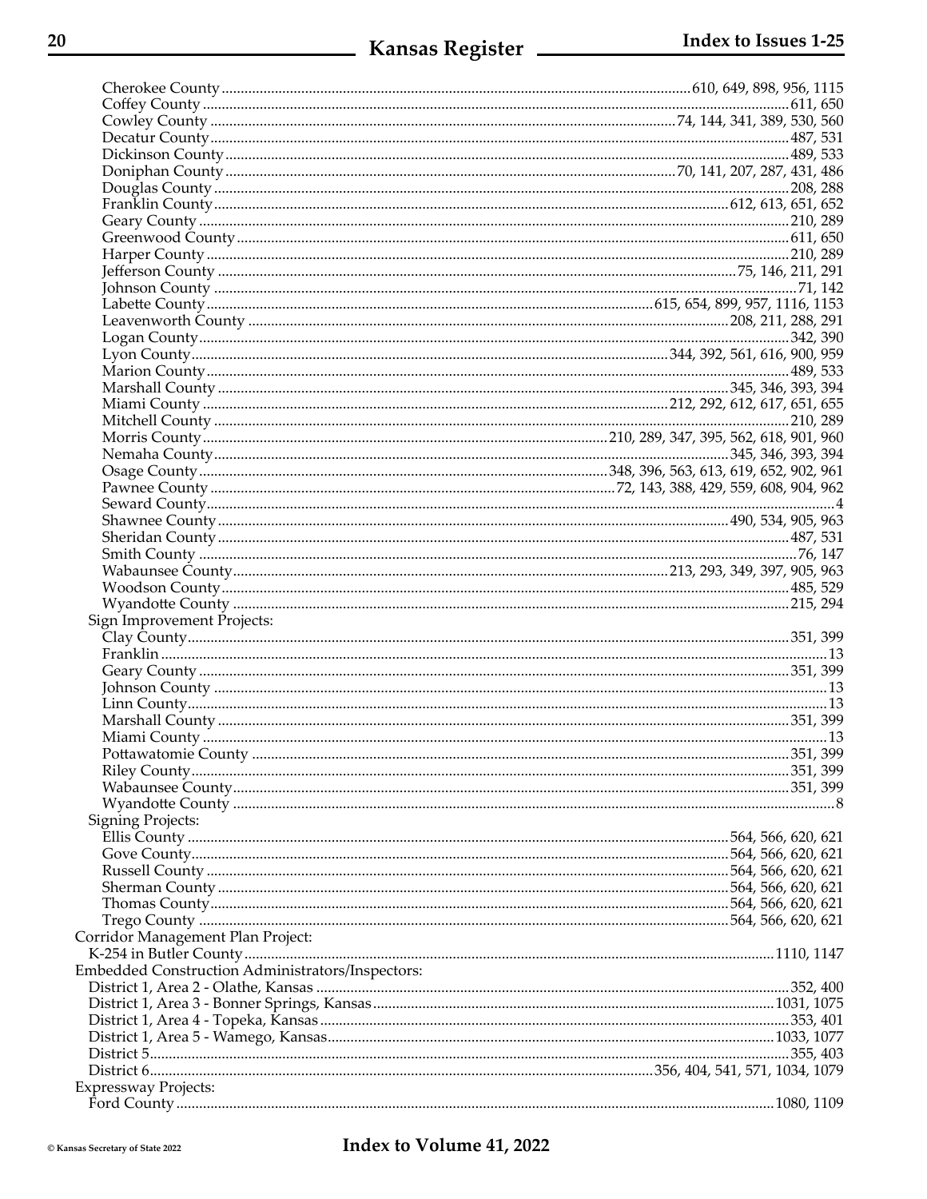Cherokee County ........ 610, 649, 898, 956, 1115
Coffey County ........ 611, 650
Cowley County ........ 74, 144, 341, 389, 530, 560
Decatur County ........ 487, 531
Dickinson County ........ 489, 533
Doniphan County ........ 70, 141, 207, 287, 431, 486
Douglas County ........ 208, 288
Franklin County ........ 612, 613, 651, 652
Geary County ........ 210, 289
Greenwood County ........ 611, 650
Harper County ........ 210, 289
Jefferson County ........ 75, 146, 211, 291
Johnson County ........ 71, 142
Labette County ........ 615, 654, 899, 957, 1116, 1153
Leavenworth County ........ 208, 211, 288, 291
Logan County ........ 342, 390
Lyon County ........ 344, 392, 561, 616, 900, 959
Marion County ........ 489, 533
Marshall County ........ 345, 346, 393, 394
Miami County ........ 212, 292, 612, 617, 651, 655
Mitchell County ........ 210, 289
Morris County ........ 210, 289, 347, 395, 562, 618, 901, 960
Nemaha County ........ 345, 346, 393, 394
Osage County ........ 348, 396, 563, 613, 619, 652, 902, 961
Pawnee County ........ 72, 143, 388, 429, 559, 608, 904, 962
Seward County ........ 4
Shawnee County ........ 490, 534, 905, 963
Sheridan County ........ 487, 531
Smith County ........ 76, 147
Wabaunsee County ........ 213, 293, 349, 397, 905, 963
Woodson County ........ 485, 529
Wyandotte County ........ 215, 294

Sign Improvement Projects:

Clay County ........ 351, 399
Franklin ........ 13
Geary County ........ 351, 399
Johnson County ........ 13
Linn County ........ 13
Marshall County ........ 351, 399
Miami County ........ 13
Pottawatomie County ........ 351, 399
Riley County ........ 351, 399
Wabaunsee County ........ 351, 399
Wyandotte County ........ 8

Signing Projects:

Ellis County ........ 564, 566, 620, 621
Gove County ........ 564, 566, 620, 621
Russell County ........ 564, 566, 620, 621
Sherman County ........ 564, 566, 620, 621
Thomas County ........ 564, 566, 620, 621
Trego County ........ 564, 566, 620, 621

Corridor Management Plan Project:

K-254 in Butler County ........ 1110, 1147

Embedded Construction Administrators/Inspectors:

District 1, Area 2 - Olathe, Kansas ........ 352, 400
District 1, Area 3 - Bonner Springs, Kansas ........ 1031, 1075
District 1, Area 4 - Topeka, Kansas ........ 353, 401
District 1, Area 5 - Wamego, Kansas ........ 1033, 1077
District 5 ........ 355, 403
District 6 ........ 356, 404, 541, 571, 1034, 1079

Expressway Projects:

Ford County ........ 1080, 1109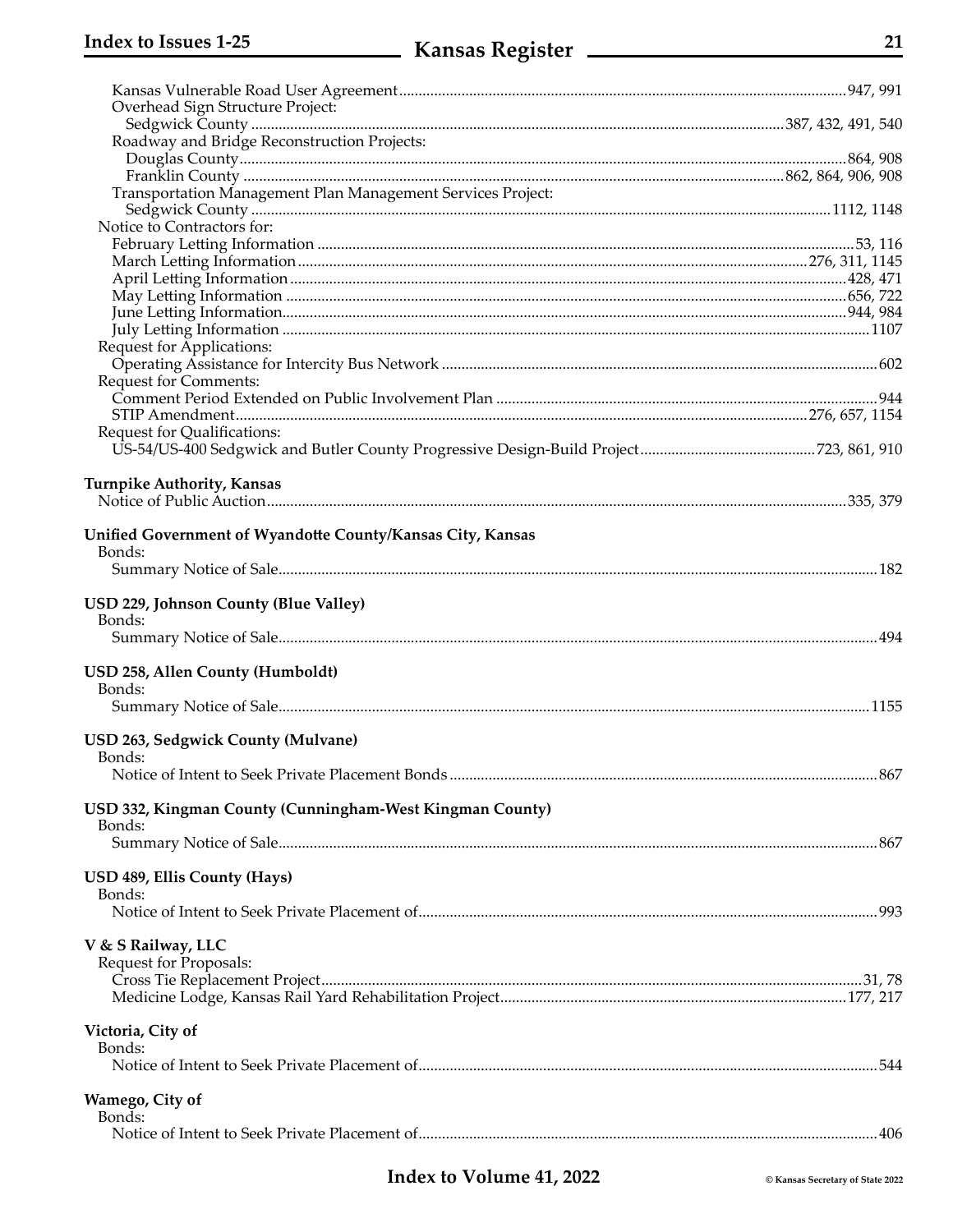Kansas Vulnerable Road User Agreement ........ 947, 991
Overhead Sign Structure Project:
Sedgwick County ........ 387, 432, 491, 540
Roadway and Bridge Reconstruction Projects:
Douglas County ........ 864, 908
Franklin County ........ 862, 864, 906, 908
Transportation Management Plan Management Services Project:
Sedgwick County ........ 1112, 1148
Notice to Contractors for:
February Letting Information ........ 53, 116
March Letting Information ........ 276, 311, 1145
April Letting Information ........ 428, 471
May Letting Information ........ 656, 722
June Letting Information ........ 944, 984
July Letting Information ........ 1107
Request for Applications:
Operating Assistance for Intercity Bus Network ........ 602
Request for Comments:
Comment Period Extended on Public Involvement Plan ........ 944
STIP Amendment ........ 276, 657, 1154
Request for Qualifications:
US-54/US-400 Sedgwick and Butler County Progressive Design-Build Project ........ 723, 861, 910

**Turnpike Authority, Kansas**
Notice of Public Auction ........ 335, 379

**Unified Government of Wyandotte County/Kansas City, Kansas**
Bonds:
Summary Notice of Sale ........ 182

**USD 229, Johnson County (Blue Valley)**
Bonds:
Summary Notice of Sale ........ 494

**USD 258, Allen County (Humboldt)**
Bonds:
Summary Notice of Sale ........ 1155

**USD 263, Sedgwick County (Mulvane)**
Bonds:
Notice of Intent to Seek Private Placement Bonds ........ 867

**USD 332, Kingman County (Cunningham-West Kingman County)**
Bonds:
Summary Notice of Sale ........ 867

**USD 489, Ellis County (Hays)**
Bonds:
Notice of Intent to Seek Private Placement of ........ 993

**V & S Railway, LLC**
Request for Proposals:
Cross Tie Replacement Project ........ 31, 78
Medicine Lodge, Kansas Rail Yard Rehabilitation Project ........ 177, 217

**Victoria, City of**
Bonds:
Notice of Intent to Seek Private Placement of ........ 544

**Wamego, City of**
Bonds:
Notice of Intent to Seek Private Placement of ........ 406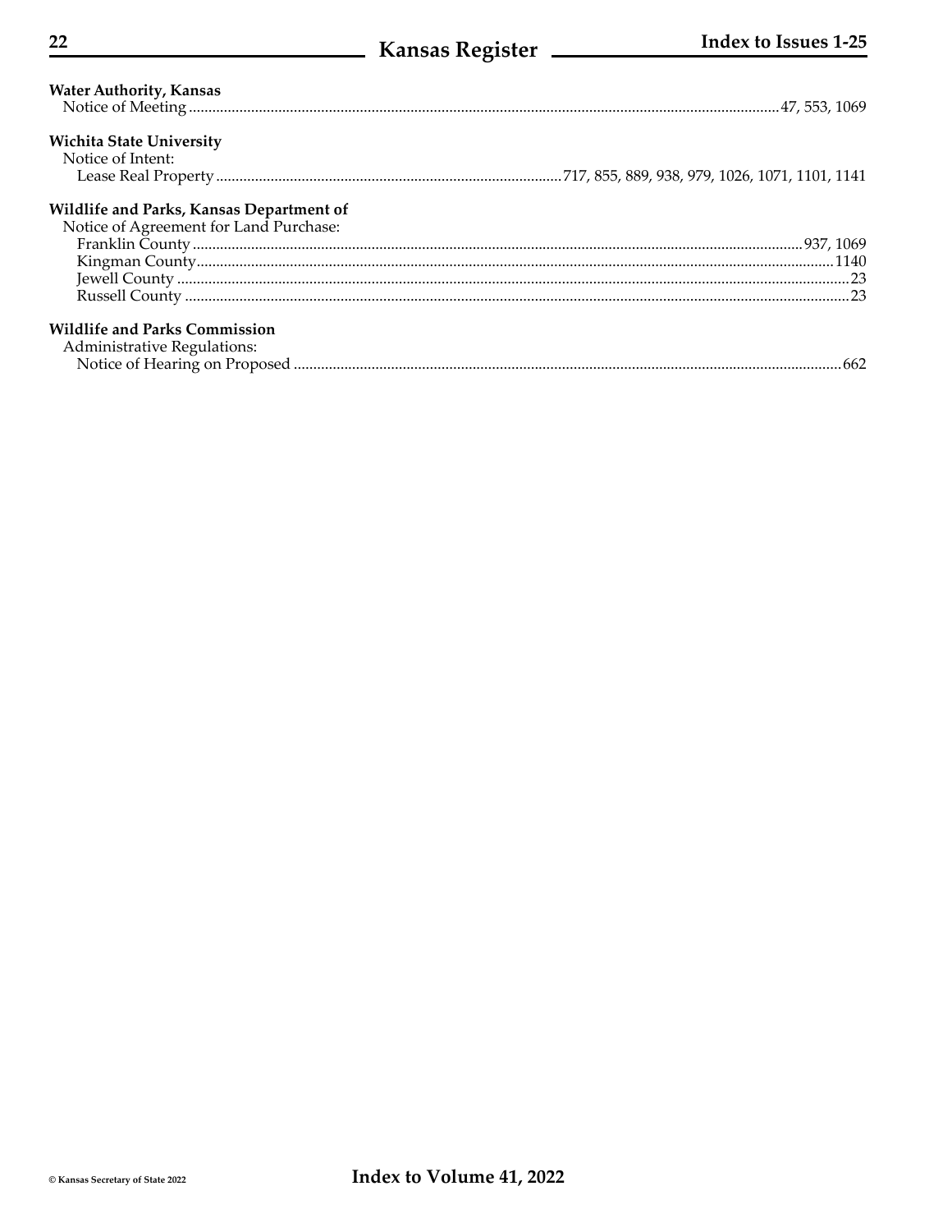**Water Authority, Kansas**

Notice of Meeting .......... 47, 553, 1069

**Wichita State University**

Notice of Intent:

Lease Real Property .......... 717, 855, 889, 938, 979, 1026, 1071, 1101, 1141

**Wildlife and Parks, Kansas Department of**

Notice of Agreement for Land Purchase:

Franklin County .......... 937, 1069

Kingman County .......... 1140

Jewell County .......... 23

Russell County .......... 23

**Wildlife and Parks Commission**

Administrative Regulations:

Notice of Hearing on Proposed .......... 662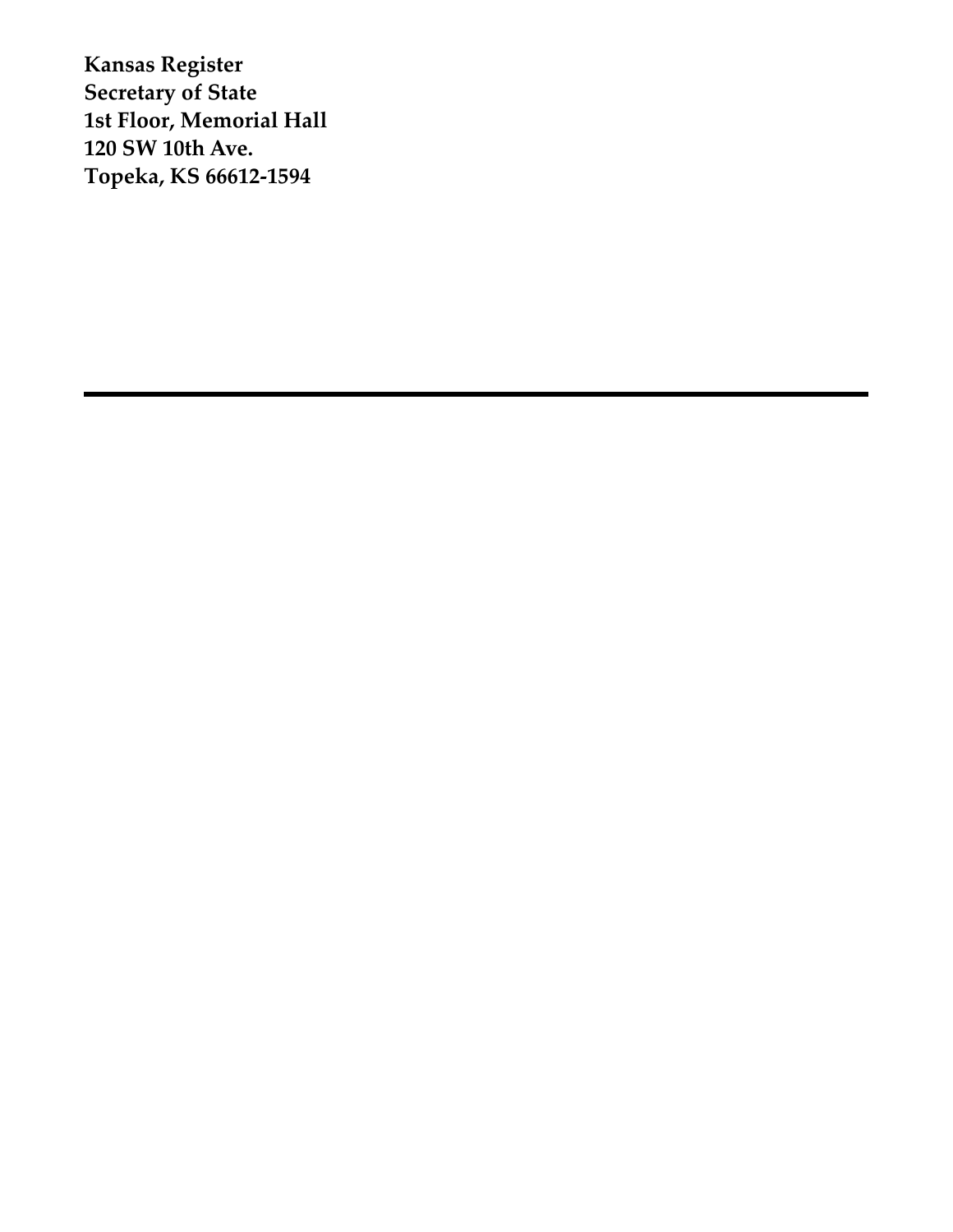**Kansas Register**
**Secretary of State**
**1st Floor, Memorial Hall**
**120 SW 10th Ave.**
**Topeka, KS 66612-1594**

---